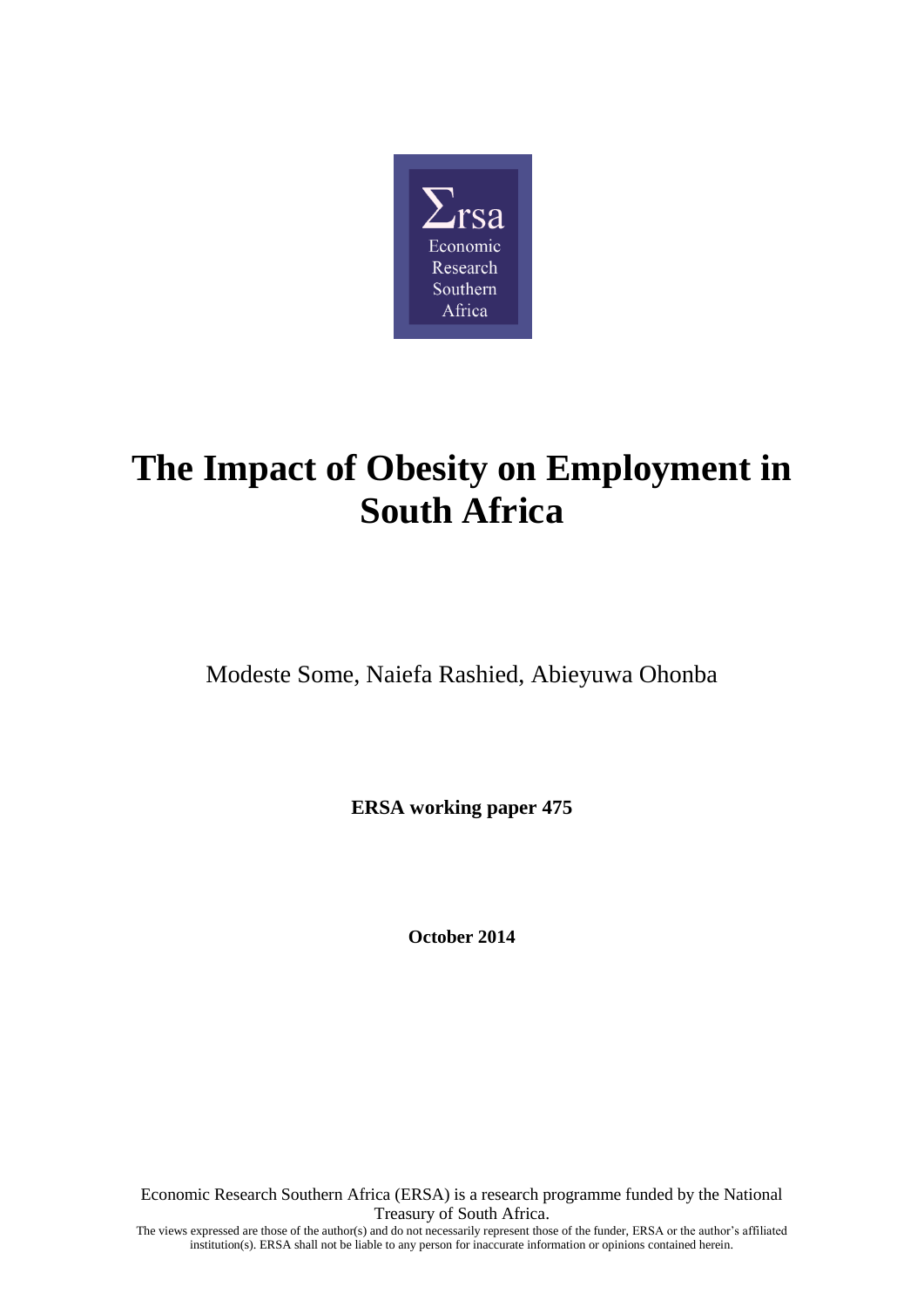Σrsa
Economic
Research
Southern
Africa

# The Impact of Obesity on Employment in South Africa

Modeste Some, Naiefa Rashied, Abieyuwa Ohonba

**ERSA working paper 475**

**October 2014**

Economic Research Southern Africa (ERSA) is a research programme funded by the National Treasury of South Africa.

The views expressed are those of the author(s) and do not necessarily represent those of the funder, ERSA or the author's affiliated institution(s). ERSA shall not be liable to any person for inaccurate information or opinions contained herein.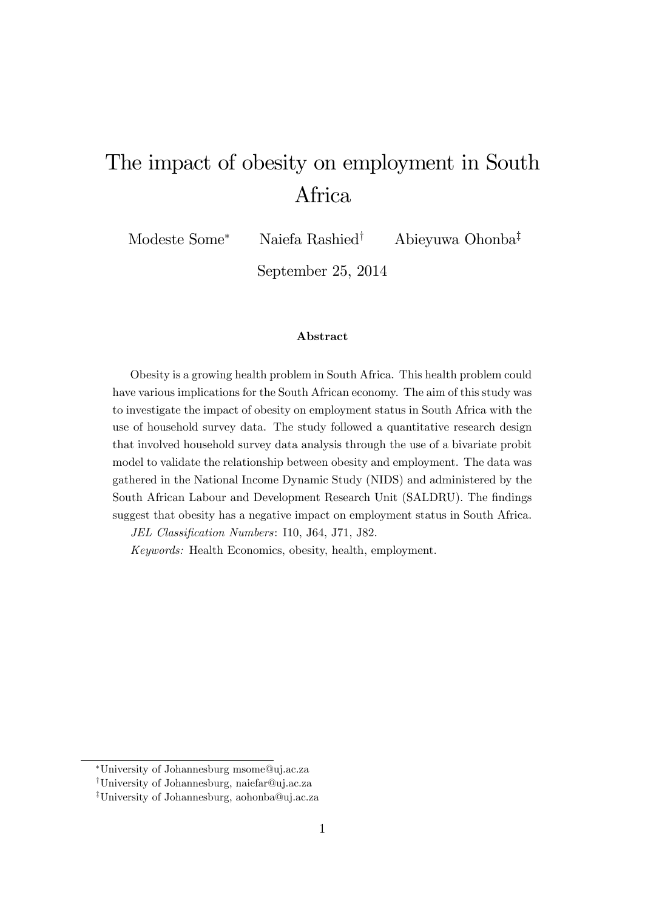# The impact of obesity on employment in South Africa

Modeste Some[*] Naiefa Rashied[†] Abieyuwa Ohonba[‡]

September 25, 2014

**Abstract**

Obesity is a growing health problem in South Africa. This health problem could have various implications for the South African economy. The aim of this study was to investigate the impact of obesity on employment status in South Africa with the use of household survey data. The study followed a quantitative research design that involved household survey data analysis through the use of a bivariate probit model to validate the relationship between obesity and employment. The data was gathered in the National Income Dynamic Study (NIDS) and administered by the South African Labour and Development Research Unit (SALDRU). The findings suggest that obesity has a negative impact on employment status in South Africa.

*JEL Classification Numbers*: I10, J64, J71, J82.

*Keywords:* Health Economics, obesity, health, employment.

---

[*] University of Johannesburg msome@uj.ac.za

[†] University of Johannesburg, naiefar@uj.ac.za

[‡] University of Johannesburg, aohonba@uj.ac.za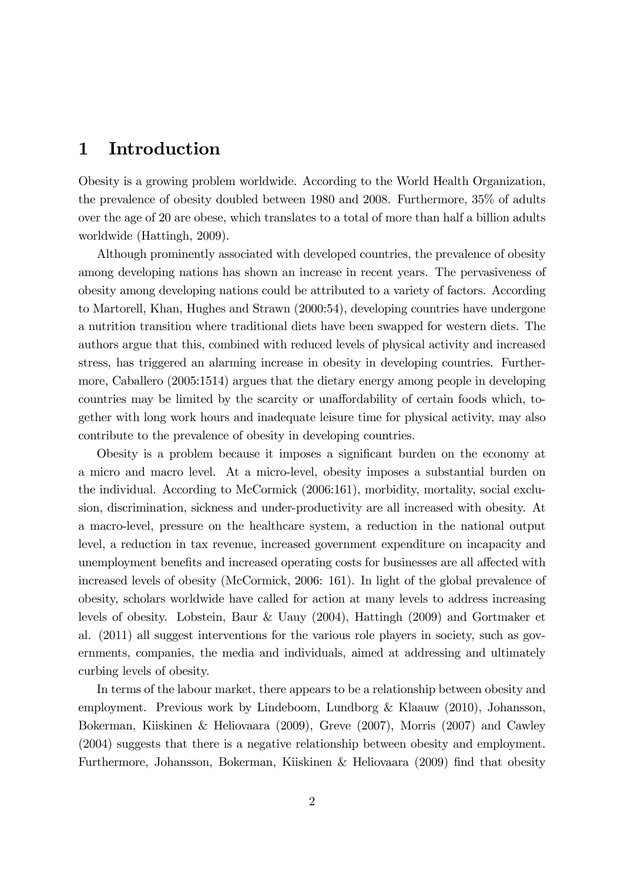# 1 Introduction

Obesity is a growing problem worldwide. According to the World Health Organization, the prevalence of obesity doubled between 1980 and 2008. Furthermore, 35% of adults over the age of 20 are obese, which translates to a total of more than half a billion adults worldwide (Hattingh, 2009).

Although prominently associated with developed countries, the prevalence of obesity among developing nations has shown an increase in recent years. The pervasiveness of obesity among developing nations could be attributed to a variety of factors. According to Martorell, Khan, Hughes and Strawn (2000:54), developing countries have undergone a nutrition transition where traditional diets have been swapped for western diets. The authors argue that this, combined with reduced levels of physical activity and increased stress, has triggered an alarming increase in obesity in developing countries. Furthermore, Caballero (2005:1514) argues that the dietary energy among people in developing countries may be limited by the scarcity or unaffordability of certain foods which, together with long work hours and inadequate leisure time for physical activity, may also contribute to the prevalence of obesity in developing countries.

Obesity is a problem because it imposes a significant burden on the economy at a micro and macro level. At a micro-level, obesity imposes a substantial burden on the individual. According to McCormick (2006:161), morbidity, mortality, social exclusion, discrimination, sickness and under-productivity are all increased with obesity. At a macro-level, pressure on the healthcare system, a reduction in the national output level, a reduction in tax revenue, increased government expenditure on incapacity and unemployment benefits and increased operating costs for businesses are all affected with increased levels of obesity (McCormick, 2006: 161). In light of the global prevalence of obesity, scholars worldwide have called for action at many levels to address increasing levels of obesity. Lobstein, Baur & Uauy (2004), Hattingh (2009) and Gortmaker et al. (2011) all suggest interventions for the various role players in society, such as governments, companies, the media and individuals, aimed at addressing and ultimately curbing levels of obesity.

In terms of the labour market, there appears to be a relationship between obesity and employment. Previous work by Lindeboom, Lundborg & Klaauw (2010), Johansson, Bokerman, Kiiskinen & Heliovaara (2009), Greve (2007), Morris (2007) and Cawley (2004) suggests that there is a negative relationship between obesity and employment. Furthermore, Johansson, Bokerman, Kiiskinen & Heliovaara (2009) find that obesity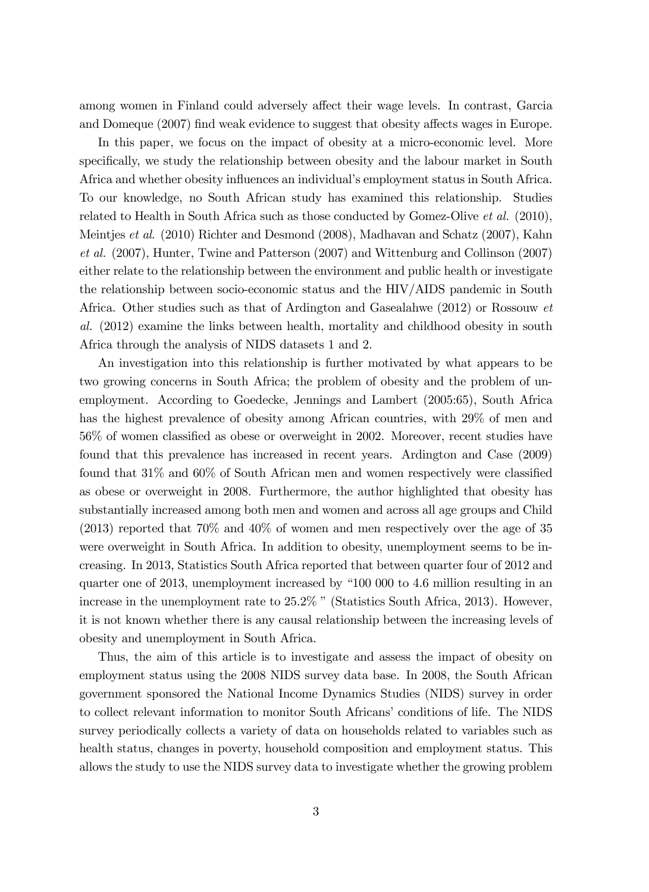among women in Finland could adversely affect their wage levels. In contrast, Garcia and Domeque (2007) find weak evidence to suggest that obesity affects wages in Europe.

In this paper, we focus on the impact of obesity at a micro-economic level. More specifically, we study the relationship between obesity and the labour market in South Africa and whether obesity influences an individual's employment status in South Africa. To our knowledge, no South African study has examined this relationship. Studies related to Health in South Africa such as those conducted by Gomez-Olive *et al.* (2010), Meintjes *et al.* (2010) Richter and Desmond (2008), Madhavan and Schatz (2007), Kahn *et al.* (2007), Hunter, Twine and Patterson (2007) and Wittenburg and Collinson (2007) either relate to the relationship between the environment and public health or investigate the relationship between socio-economic status and the HIV/AIDS pandemic in South Africa. Other studies such as that of Ardington and Gasealahwe (2012) or Rossouw *et al.* (2012) examine the links between health, mortality and childhood obesity in south Africa through the analysis of NIDS datasets 1 and 2.

An investigation into this relationship is further motivated by what appears to be two growing concerns in South Africa; the problem of obesity and the problem of unemployment. According to Goedecke, Jennings and Lambert (2005:65), South Africa has the highest prevalence of obesity among African countries, with 29% of men and 56% of women classified as obese or overweight in 2002. Moreover, recent studies have found that this prevalence has increased in recent years. Ardington and Case (2009) found that 31% and 60% of South African men and women respectively were classified as obese or overweight in 2008. Furthermore, the author highlighted that obesity has substantially increased among both men and women and across all age groups and Child (2013) reported that 70% and 40% of women and men respectively over the age of 35 were overweight in South Africa. In addition to obesity, unemployment seems to be increasing. In 2013, Statistics South Africa reported that between quarter four of 2012 and quarter one of 2013, unemployment increased by "100 000 to 4.6 million resulting in an increase in the unemployment rate to 25.2% " (Statistics South Africa, 2013). However, it is not known whether there is any causal relationship between the increasing levels of obesity and unemployment in South Africa.

Thus, the aim of this article is to investigate and assess the impact of obesity on employment status using the 2008 NIDS survey data base. In 2008, the South African government sponsored the National Income Dynamics Studies (NIDS) survey in order to collect relevant information to monitor South Africans' conditions of life. The NIDS survey periodically collects a variety of data on households related to variables such as health status, changes in poverty, household composition and employment status. This allows the study to use the NIDS survey data to investigate whether the growing problem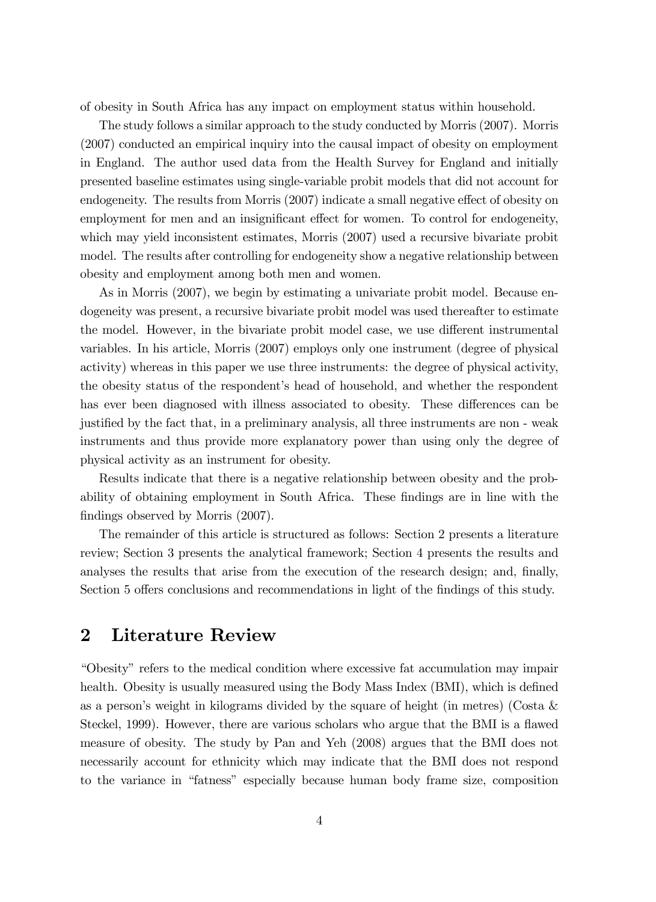of obesity in South Africa has any impact on employment status within household.

The study follows a similar approach to the study conducted by Morris (2007). Morris (2007) conducted an empirical inquiry into the causal impact of obesity on employment in England. The author used data from the Health Survey for England and initially presented baseline estimates using single-variable probit models that did not account for endogeneity. The results from Morris (2007) indicate a small negative effect of obesity on employment for men and an insignificant effect for women. To control for endogeneity, which may yield inconsistent estimates, Morris (2007) used a recursive bivariate probit model. The results after controlling for endogeneity show a negative relationship between obesity and employment among both men and women.

As in Morris (2007), we begin by estimating a univariate probit model. Because endogeneity was present, a recursive bivariate probit model was used thereafter to estimate the model. However, in the bivariate probit model case, we use different instrumental variables. In his article, Morris (2007) employs only one instrument (degree of physical activity) whereas in this paper we use three instruments: the degree of physical activity, the obesity status of the respondent's head of household, and whether the respondent has ever been diagnosed with illness associated to obesity. These differences can be justified by the fact that, in a preliminary analysis, all three instruments are non - weak instruments and thus provide more explanatory power than using only the degree of physical activity as an instrument for obesity.

Results indicate that there is a negative relationship between obesity and the probability of obtaining employment in South Africa. These findings are in line with the findings observed by Morris (2007).

The remainder of this article is structured as follows: Section 2 presents a literature review; Section 3 presents the analytical framework; Section 4 presents the results and analyses the results that arise from the execution of the research design; and, finally, Section 5 offers conclusions and recommendations in light of the findings of this study.

## 2 Literature Review

"Obesity" refers to the medical condition where excessive fat accumulation may impair health. Obesity is usually measured using the Body Mass Index (BMI), which is defined as a person's weight in kilograms divided by the square of height (in metres) (Costa & Steckel, 1999). However, there are various scholars who argue that the BMI is a flawed measure of obesity. The study by Pan and Yeh (2008) argues that the BMI does not necessarily account for ethnicity which may indicate that the BMI does not respond to the variance in "fatness" especially because human body frame size, composition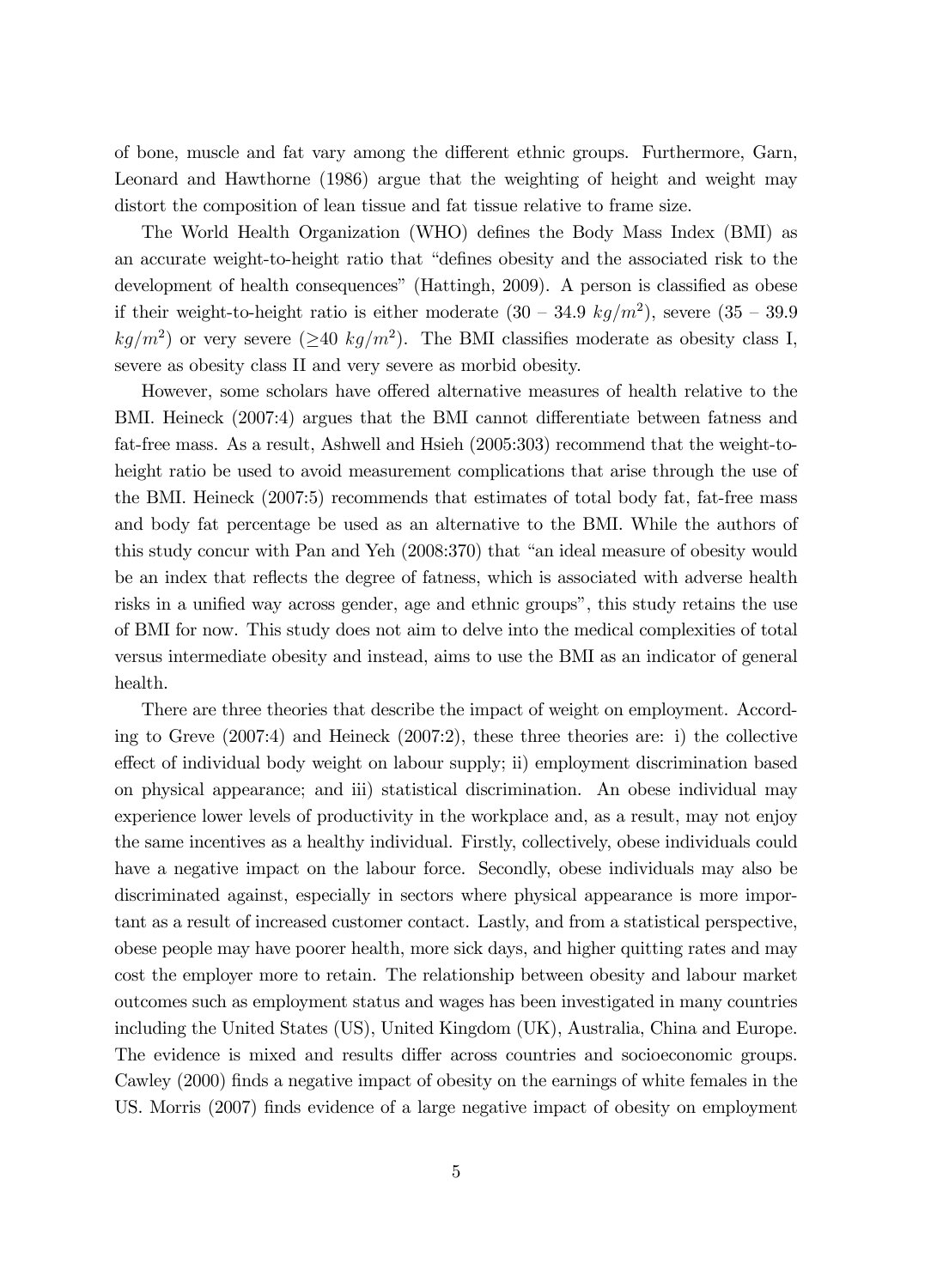of bone, muscle and fat vary among the different ethnic groups. Furthermore, Garn, Leonard and Hawthorne (1986) argue that the weighting of height and weight may distort the composition of lean tissue and fat tissue relative to frame size.

The World Health Organization (WHO) defines the Body Mass Index (BMI) as an accurate weight-to-height ratio that "defines obesity and the associated risk to the development of health consequences" (Hattingh, 2009). A person is classified as obese if their weight-to-height ratio is either moderate (30 – 34.9 $kg/m^2$), severe (35 – 39.9 $kg/m^2$) or very severe ($\geq$40 $kg/m^2$). The BMI classifies moderate as obesity class I, severe as obesity class II and very severe as morbid obesity.

However, some scholars have offered alternative measures of health relative to the BMI. Heineck (2007:4) argues that the BMI cannot differentiate between fatness and fat-free mass. As a result, Ashwell and Hsieh (2005:303) recommend that the weight-to-height ratio be used to avoid measurement complications that arise through the use of the BMI. Heineck (2007:5) recommends that estimates of total body fat, fat-free mass and body fat percentage be used as an alternative to the BMI. While the authors of this study concur with Pan and Yeh (2008:370) that "an ideal measure of obesity would be an index that reflects the degree of fatness, which is associated with adverse health risks in a unified way across gender, age and ethnic groups", this study retains the use of BMI for now. This study does not aim to delve into the medical complexities of total versus intermediate obesity and instead, aims to use the BMI as an indicator of general health.

There are three theories that describe the impact of weight on employment. According to Greve (2007:4) and Heineck (2007:2), these three theories are: i) the collective effect of individual body weight on labour supply; ii) employment discrimination based on physical appearance; and iii) statistical discrimination. An obese individual may experience lower levels of productivity in the workplace and, as a result, may not enjoy the same incentives as a healthy individual. Firstly, collectively, obese individuals could have a negative impact on the labour force. Secondly, obese individuals may also be discriminated against, especially in sectors where physical appearance is more important as a result of increased customer contact. Lastly, and from a statistical perspective, obese people may have poorer health, more sick days, and higher quitting rates and may cost the employer more to retain. The relationship between obesity and labour market outcomes such as employment status and wages has been investigated in many countries including the United States (US), United Kingdom (UK), Australia, China and Europe. The evidence is mixed and results differ across countries and socioeconomic groups. Cawley (2000) finds a negative impact of obesity on the earnings of white females in the US. Morris (2007) finds evidence of a large negative impact of obesity on employment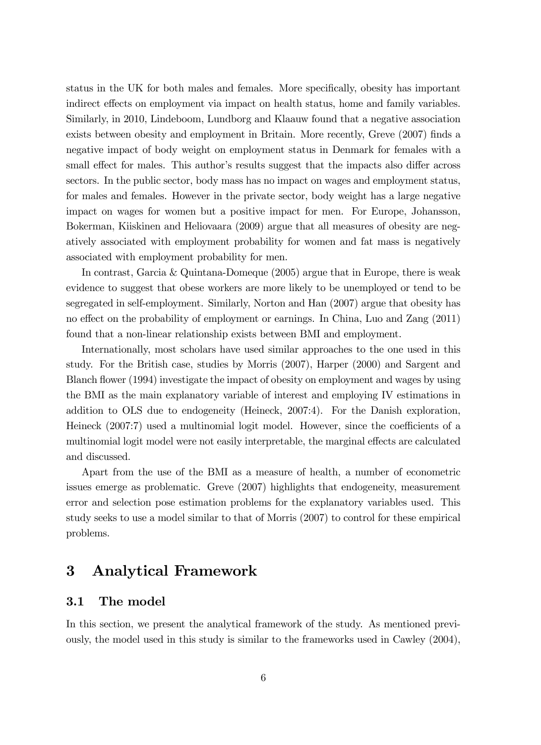status in the UK for both males and females. More specifically, obesity has important indirect effects on employment via impact on health status, home and family variables. Similarly, in 2010, Lindeboom, Lundborg and Klaauw found that a negative association exists between obesity and employment in Britain. More recently, Greve (2007) finds a negative impact of body weight on employment status in Denmark for females with a small effect for males. This author's results suggest that the impacts also differ across sectors. In the public sector, body mass has no impact on wages and employment status, for males and females. However in the private sector, body weight has a large negative impact on wages for women but a positive impact for men. For Europe, Johansson, Bokerman, Kiiskinen and Heliovaara (2009) argue that all measures of obesity are negatively associated with employment probability for women and fat mass is negatively associated with employment probability for men.

In contrast, Garcia & Quintana-Domeque (2005) argue that in Europe, there is weak evidence to suggest that obese workers are more likely to be unemployed or tend to be segregated in self-employment. Similarly, Norton and Han (2007) argue that obesity has no effect on the probability of employment or earnings. In China, Luo and Zang (2011) found that a non-linear relationship exists between BMI and employment.

Internationally, most scholars have used similar approaches to the one used in this study. For the British case, studies by Morris (2007), Harper (2000) and Sargent and Blanch flower (1994) investigate the impact of obesity on employment and wages by using the BMI as the main explanatory variable of interest and employing IV estimations in addition to OLS due to endogeneity (Heineck, 2007:4). For the Danish exploration, Heineck (2007:7) used a multinomial logit model. However, since the coefficients of a multinomial logit model were not easily interpretable, the marginal effects are calculated and discussed.

Apart from the use of the BMI as a measure of health, a number of econometric issues emerge as problematic. Greve (2007) highlights that endogeneity, measurement error and selection pose estimation problems for the explanatory variables used. This study seeks to use a model similar to that of Morris (2007) to control for these empirical problems.

# 3 Analytical Framework

## 3.1 The model

In this section, we present the analytical framework of the study. As mentioned previously, the model used in this study is similar to the frameworks used in Cawley (2004),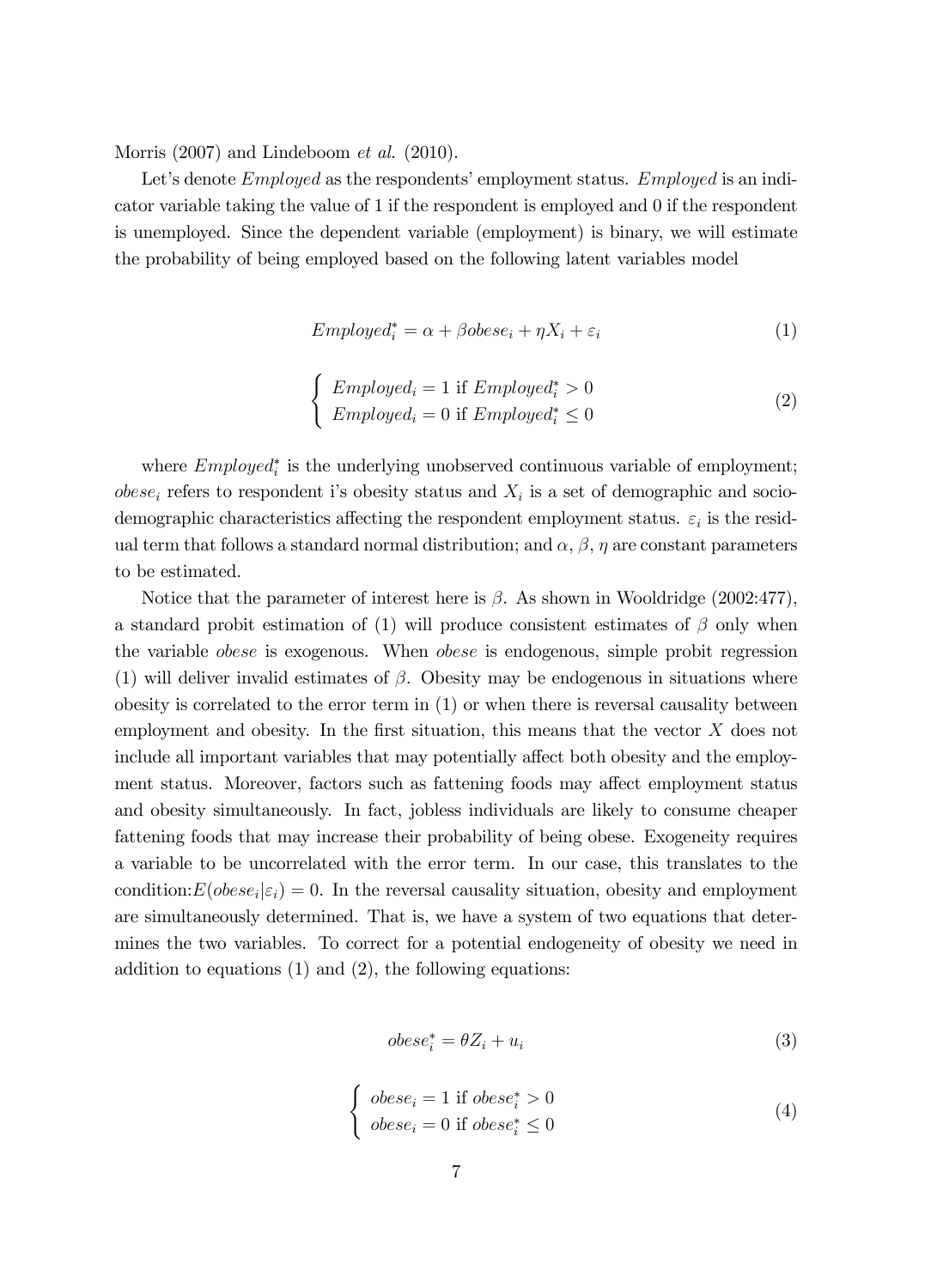Morris (2007) and Lindeboom *et al.* (2010).

Let's denote *Employed* as the respondents' employment status. *Employed* is an indicator variable taking the value of 1 if the respondent is employed and 0 if the respondent is unemployed. Since the dependent variable (employment) is binary, we will estimate the probability of being employed based on the following latent variables model

$$Employed_i^* = \alpha + \beta obese_i + \eta X_i + \varepsilon_i \tag{1}$$

$$\begin{cases} Employed_i = 1 \text{ if } Employed_i^* > 0 \\ Employed_i = 0 \text{ if } Employed_i^* \leq 0 \end{cases} \tag{2}$$

where $Employed_i^*$ is the underlying unobserved continuous variable of employment; $obese_i$ refers to respondent i's obesity status and $X_i$ is a set of demographic and socio-demographic characteristics affecting the respondent employment status. $\varepsilon_i$ is the residual term that follows a standard normal distribution; and $\alpha$, $\beta$, $\eta$ are constant parameters to be estimated.

Notice that the parameter of interest here is $\beta$. As shown in Wooldridge (2002:477), a standard probit estimation of (1) will produce consistent estimates of $\beta$ only when the variable *obese* is exogenous. When *obese* is endogenous, simple probit regression (1) will deliver invalid estimates of $\beta$. Obesity may be endogenous in situations where obesity is correlated to the error term in (1) or when there is reversal causality between employment and obesity. In the first situation, this means that the vector $X$ does not include all important variables that may potentially affect both obesity and the employment status. Moreover, factors such as fattening foods may affect employment status and obesity simultaneously. In fact, jobless individuals are likely to consume cheaper fattening foods that may increase their probability of being obese. Exogeneity requires a variable to be uncorrelated with the error term. In our case, this translates to the condition:$E(obese_i|\varepsilon_i) = 0$. In the reversal causality situation, obesity and employment are simultaneously determined. That is, we have a system of two equations that determines the two variables. To correct for a potential endogeneity of obesity we need in addition to equations (1) and (2), the following equations:

$$obese_i^* = \theta Z_i + u_i \tag{3}$$

$$\begin{cases} obese_i = 1 \text{ if } obese_i^* > 0 \\ obese_i = 0 \text{ if } obese_i^* \leq 0 \end{cases} \tag{4}$$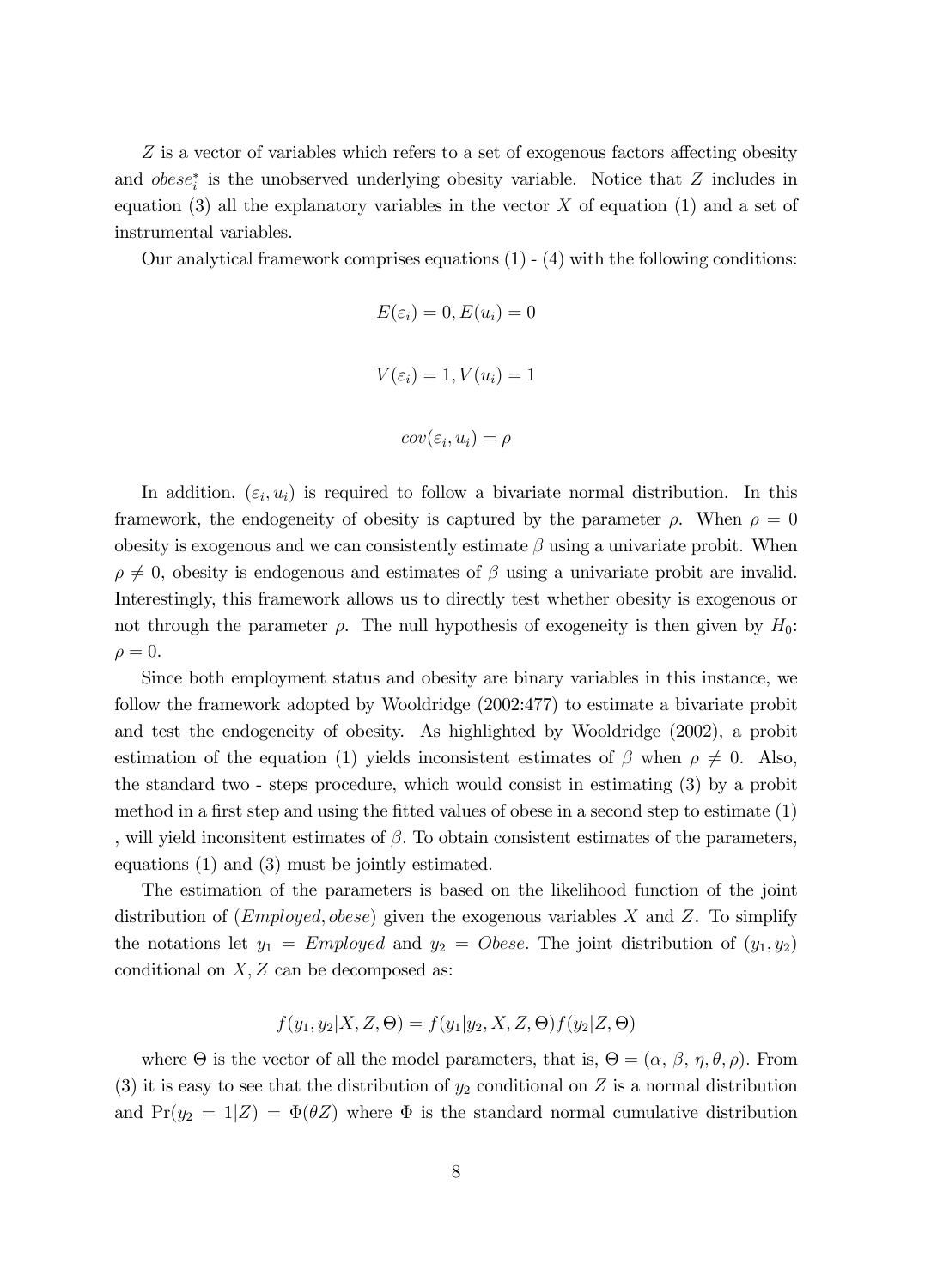$Z$ is a vector of variables which refers to a set of exogenous factors affecting obesity and $obese_i^*$ is the unobserved underlying obesity variable. Notice that $Z$ includes in equation (3) all the explanatory variables in the vector $X$ of equation (1) and a set of instrumental variables.

Our analytical framework comprises equations (1) - (4) with the following conditions:

$$E(\varepsilon_i) = 0, E(u_i) = 0$$

$$V(\varepsilon_i) = 1, V(u_i) = 1$$

$$cov(\varepsilon_i, u_i) = \rho$$

In addition, $(\varepsilon_i, u_i)$ is required to follow a bivariate normal distribution. In this framework, the endogeneity of obesity is captured by the parameter $\rho$. When $\rho = 0$ obesity is exogenous and we can consistently estimate $\beta$ using a univariate probit. When $\rho \neq 0$, obesity is endogenous and estimates of $\beta$ using a univariate probit are invalid. Interestingly, this framework allows us to directly test whether obesity is exogenous or not through the parameter $\rho$. The null hypothesis of exogeneity is then given by $H_0$: $\rho = 0$.

Since both employment status and obesity are binary variables in this instance, we follow the framework adopted by Wooldridge (2002:477) to estimate a bivariate probit and test the endogeneity of obesity. As highlighted by Wooldridge (2002), a probit estimation of the equation (1) yields inconsistent estimates of $\beta$ when $\rho \neq 0$. Also, the standard two - steps procedure, which would consist in estimating (3) by a probit method in a first step and using the fitted values of obese in a second step to estimate (1) , will yield inconsitent estimates of $\beta$. To obtain consistent estimates of the parameters, equations (1) and (3) must be jointly estimated.

The estimation of the parameters is based on the likelihood function of the joint distribution of $(Employed, obese)$ given the exogenous variables $X$ and $Z$. To simplify the notations let $y_1 = Employed$ and $y_2 = Obese$. The joint distribution of $(y_1, y_2)$ conditional on $X, Z$ can be decomposed as:

$$f(y_1, y_2|X, Z, \Theta) = f(y_1|y_2, X, Z, \Theta)f(y_2|Z, \Theta)$$

where $\Theta$ is the vector of all the model parameters, that is, $\Theta = (\alpha, \beta, \eta, \theta, \rho)$. From (3) it is easy to see that the distribution of $y_2$ conditional on $Z$ is a normal distribution and $\Pr(y_2 = 1|Z) = \Phi(\theta Z)$ where $\Phi$ is the standard normal cumulative distribution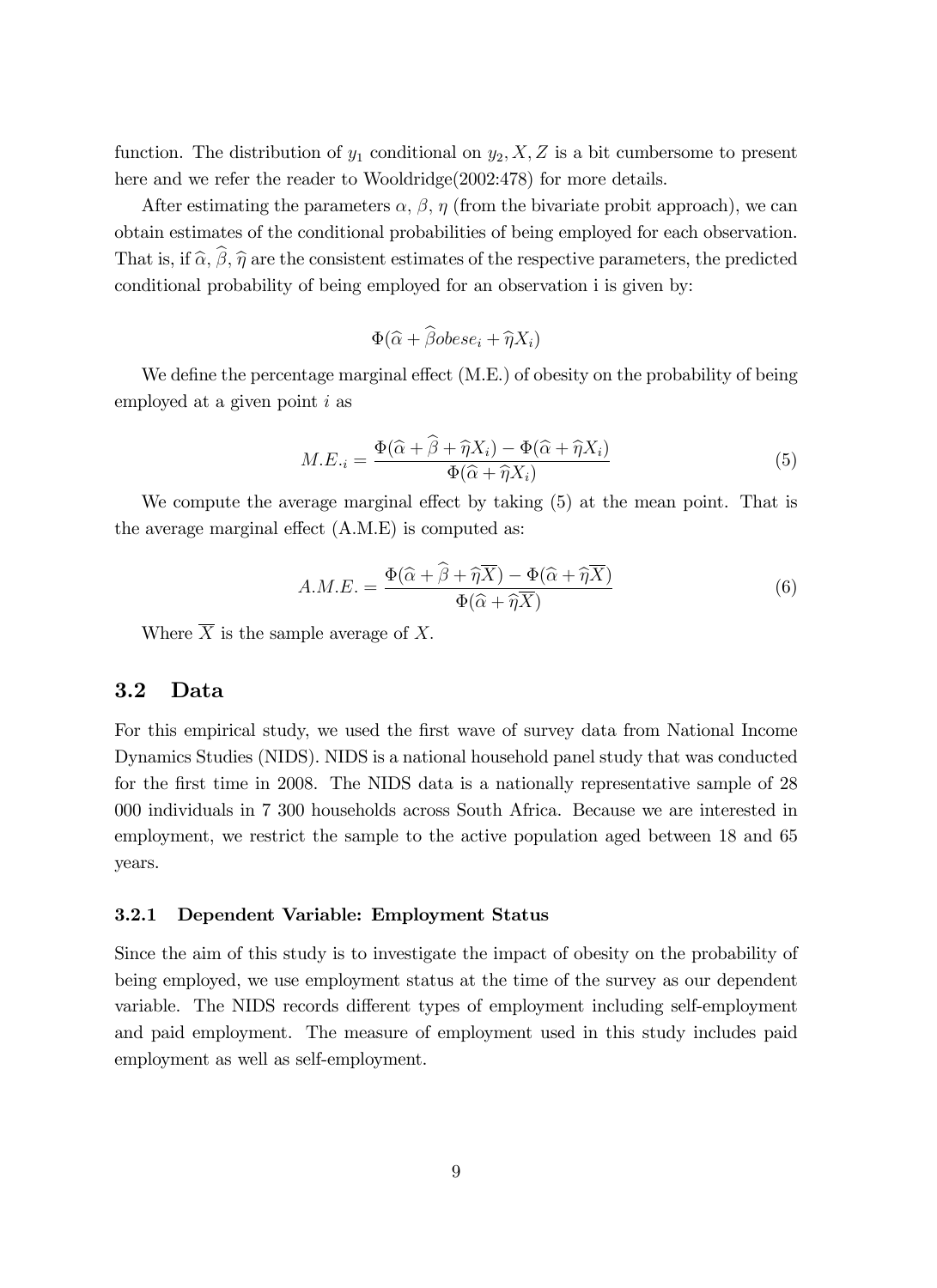function. The distribution of $y_1$ conditional on $y_2, X, Z$ is a bit cumbersome to present here and we refer the reader to Wooldridge(2002:478) for more details.

After estimating the parameters $\alpha$, $\beta$, $\eta$ (from the bivariate probit approach), we can obtain estimates of the conditional probabilities of being employed for each observation. That is, if $\widehat{\alpha}$, $\widehat{\beta}$, $\widehat{\eta}$ are the consistent estimates of the respective parameters, the predicted conditional probability of being employed for an observation i is given by:

$$\Phi(\widehat{\alpha} + \widehat{\beta} obese_i + \widehat{\eta} X_i)$$

We define the percentage marginal effect (M.E.) of obesity on the probability of being employed at a given point $i$ as

$$M.E._{\cdot i} = \frac{\Phi(\widehat{\alpha} + \widehat{\beta} + \widehat{\eta} X_i) - \Phi(\widehat{\alpha} + \widehat{\eta} X_i)}{\Phi(\widehat{\alpha} + \widehat{\eta} X_i)} \tag{5}$$

We compute the average marginal effect by taking (5) at the mean point. That is the average marginal effect (A.M.E) is computed as:

$$A.M.E. = \frac{\Phi(\widehat{\alpha} + \widehat{\beta} + \widehat{\eta} \overline{X}) - \Phi(\widehat{\alpha} + \widehat{\eta} \overline{X})}{\Phi(\widehat{\alpha} + \widehat{\eta} \overline{X})} \tag{6}$$

Where $\overline{X}$ is the sample average of $X$.

## 3.2 Data

For this empirical study, we used the first wave of survey data from National Income Dynamics Studies (NIDS). NIDS is a national household panel study that was conducted for the first time in 2008. The NIDS data is a nationally representative sample of 28 000 individuals in 7 300 households across South Africa. Because we are interested in employment, we restrict the sample to the active population aged between 18 and 65 years.

### 3.2.1 Dependent Variable: Employment Status

Since the aim of this study is to investigate the impact of obesity on the probability of being employed, we use employment status at the time of the survey as our dependent variable. The NIDS records different types of employment including self-employment and paid employment. The measure of employment used in this study includes paid employment as well as self-employment.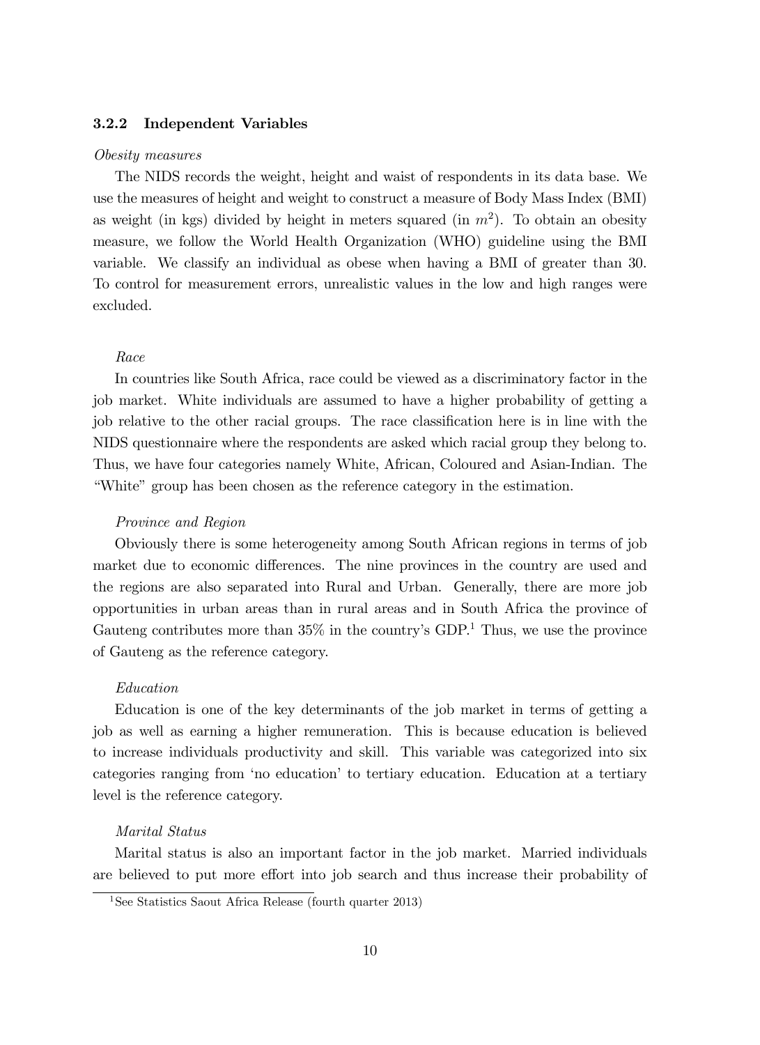### 3.2.2 Independent Variables

*Obesity measures*

The NIDS records the weight, height and waist of respondents in its data base. We use the measures of height and weight to construct a measure of Body Mass Index (BMI) as weight (in kgs) divided by height in meters squared (in $m^2$). To obtain an obesity measure, we follow the World Health Organization (WHO) guideline using the BMI variable. We classify an individual as obese when having a BMI of greater than 30. To control for measurement errors, unrealistic values in the low and high ranges were excluded.

*Race*

In countries like South Africa, race could be viewed as a discriminatory factor in the job market. White individuals are assumed to have a higher probability of getting a job relative to the other racial groups. The race classification here is in line with the NIDS questionnaire where the respondents are asked which racial group they belong to. Thus, we have four categories namely White, African, Coloured and Asian-Indian. The "White" group has been chosen as the reference category in the estimation.

*Province and Region*

Obviously there is some heterogeneity among South African regions in terms of job market due to economic differences. The nine provinces in the country are used and the regions are also separated into Rural and Urban. Generally, there are more job opportunities in urban areas than in rural areas and in South Africa the province of Gauteng contributes more than 35% in the country's GDP.[1] Thus, we use the province of Gauteng as the reference category.

*Education*

Education is one of the key determinants of the job market in terms of getting a job as well as earning a higher remuneration. This is because education is believed to increase individuals productivity and skill. This variable was categorized into six categories ranging from 'no education' to tertiary education. Education at a tertiary level is the reference category.

*Marital Status*

Marital status is also an important factor in the job market. Married individuals are believed to put more effort into job search and thus increase their probability of

[1] See Statistics Saout Africa Release (fourth quarter 2013)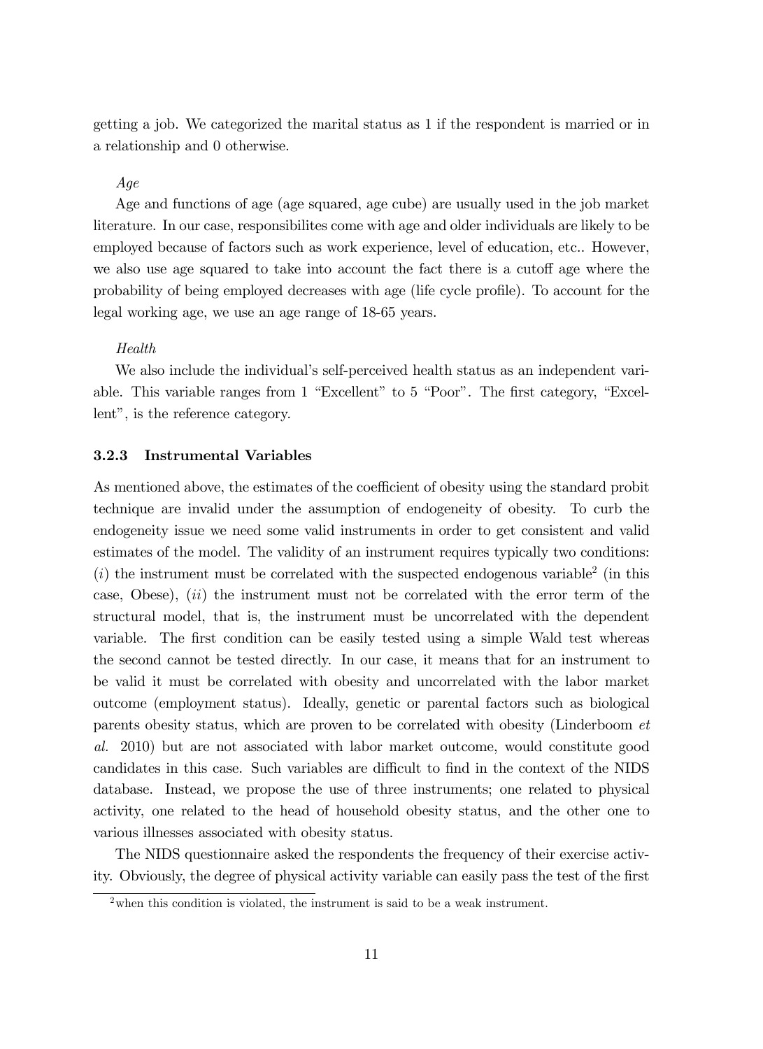getting a job. We categorized the marital status as 1 if the respondent is married or in a relationship and 0 otherwise.

*Age*

Age and functions of age (age squared, age cube) are usually used in the job market literature. In our case, responsibilites come with age and older individuals are likely to be employed because of factors such as work experience, level of education, etc.. However, we also use age squared to take into account the fact there is a cutoff age where the probability of being employed decreases with age (life cycle profile). To account for the legal working age, we use an age range of 18-65 years.

*Health*

We also include the individual's self-perceived health status as an independent variable. This variable ranges from 1 "Excellent" to 5 "Poor". The first category, "Excellent", is the reference category.

### 3.2.3 Instrumental Variables

As mentioned above, the estimates of the coefficient of obesity using the standard probit technique are invalid under the assumption of endogeneity of obesity. To curb the endogeneity issue we need some valid instruments in order to get consistent and valid estimates of the model. The validity of an instrument requires typically two conditions: ($i$) the instrument must be correlated with the suspected endogenous variable[2] (in this case, Obese), ($ii$) the instrument must not be correlated with the error term of the structural model, that is, the instrument must be uncorrelated with the dependent variable. The first condition can be easily tested using a simple Wald test whereas the second cannot be tested directly. In our case, it means that for an instrument to be valid it must be correlated with obesity and uncorrelated with the labor market outcome (employment status). Ideally, genetic or parental factors such as biological parents obesity status, which are proven to be correlated with obesity (Linderboom *et al.* 2010) but are not associated with labor market outcome, would constitute good candidates in this case. Such variables are difficult to find in the context of the NIDS database. Instead, we propose the use of three instruments; one related to physical activity, one related to the head of household obesity status, and the other one to various illnesses associated with obesity status.

The NIDS questionnaire asked the respondents the frequency of their exercise activity. Obviously, the degree of physical activity variable can easily pass the test of the first

[2]when this condition is violated, the instrument is said to be a weak instrument.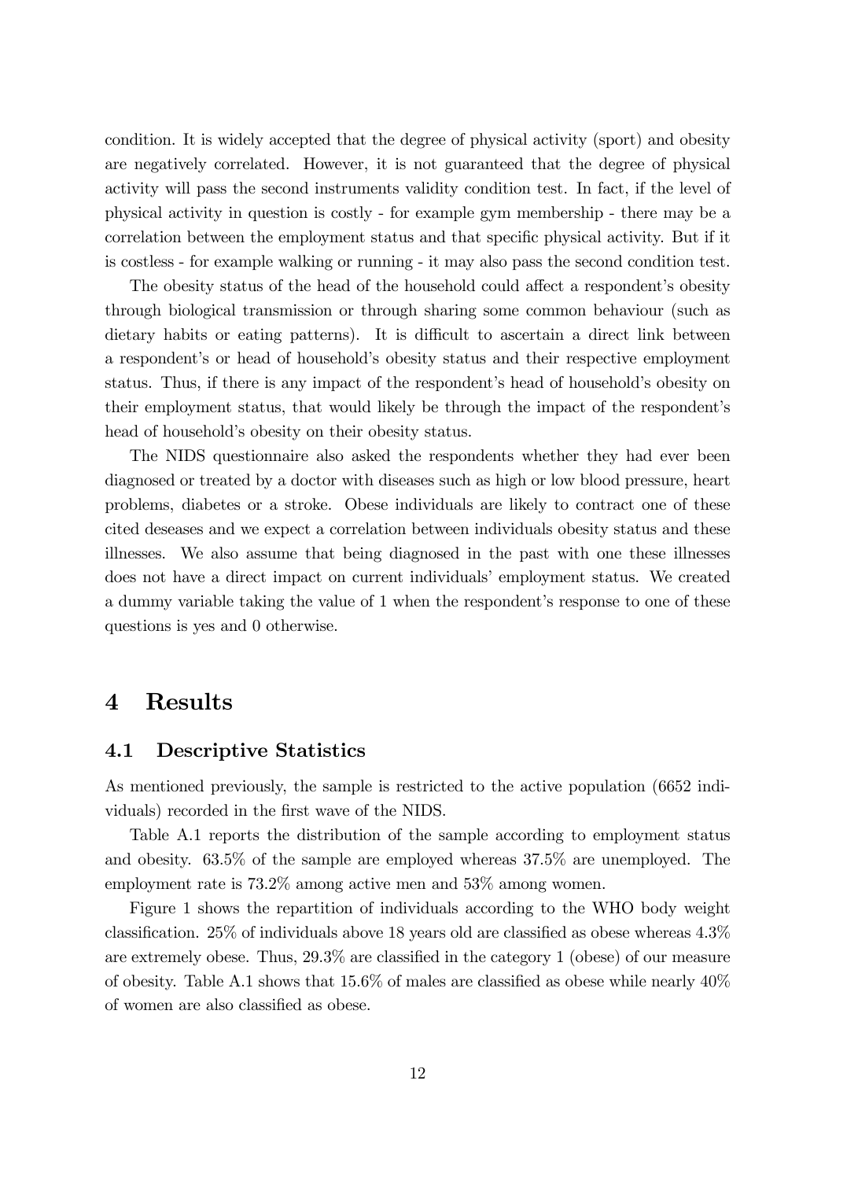condition. It is widely accepted that the degree of physical activity (sport) and obesity are negatively correlated. However, it is not guaranteed that the degree of physical activity will pass the second instruments validity condition test. In fact, if the level of physical activity in question is costly - for example gym membership - there may be a correlation between the employment status and that specific physical activity. But if it is costless - for example walking or running - it may also pass the second condition test.

The obesity status of the head of the household could affect a respondent's obesity through biological transmission or through sharing some common behaviour (such as dietary habits or eating patterns). It is difficult to ascertain a direct link between a respondent's or head of household's obesity status and their respective employment status. Thus, if there is any impact of the respondent's head of household's obesity on their employment status, that would likely be through the impact of the respondent's head of household's obesity on their obesity status.

The NIDS questionnaire also asked the respondents whether they had ever been diagnosed or treated by a doctor with diseases such as high or low blood pressure, heart problems, diabetes or a stroke. Obese individuals are likely to contract one of these cited deseases and we expect a correlation between individuals obesity status and these illnesses. We also assume that being diagnosed in the past with one these illnesses does not have a direct impact on current individuals' employment status. We created a dummy variable taking the value of 1 when the respondent's response to one of these questions is yes and 0 otherwise.

# 4 Results

## 4.1 Descriptive Statistics

As mentioned previously, the sample is restricted to the active population (6652 individuals) recorded in the first wave of the NIDS.

Table A.1 reports the distribution of the sample according to employment status and obesity. 63.5% of the sample are employed whereas 37.5% are unemployed. The employment rate is 73.2% among active men and 53% among women.

Figure 1 shows the repartition of individuals according to the WHO body weight classification. 25% of individuals above 18 years old are classified as obese whereas 4.3% are extremely obese. Thus, 29.3% are classified in the category 1 (obese) of our measure of obesity. Table A.1 shows that 15.6% of males are classified as obese while nearly 40% of women are also classified as obese.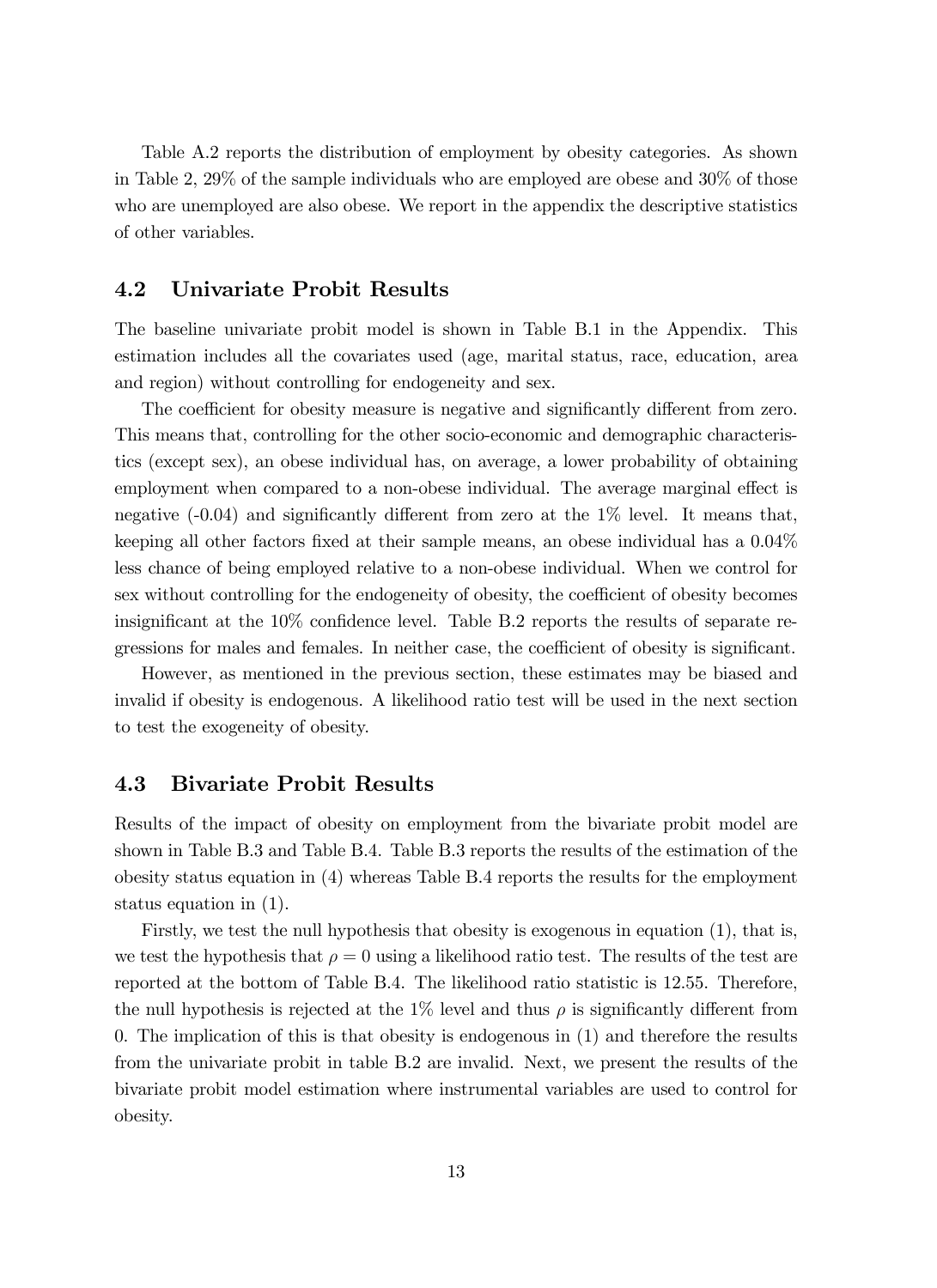Table A.2 reports the distribution of employment by obesity categories. As shown in Table 2, 29% of the sample individuals who are employed are obese and 30% of those who are unemployed are also obese. We report in the appendix the descriptive statistics of other variables.

## 4.2 Univariate Probit Results

The baseline univariate probit model is shown in Table B.1 in the Appendix. This estimation includes all the covariates used (age, marital status, race, education, area and region) without controlling for endogeneity and sex.

The coefficient for obesity measure is negative and significantly different from zero. This means that, controlling for the other socio-economic and demographic characteristics (except sex), an obese individual has, on average, a lower probability of obtaining employment when compared to a non-obese individual. The average marginal effect is negative (-0.04) and significantly different from zero at the 1% level. It means that, keeping all other factors fixed at their sample means, an obese individual has a 0.04% less chance of being employed relative to a non-obese individual. When we control for sex without controlling for the endogeneity of obesity, the coefficient of obesity becomes insignificant at the 10% confidence level. Table B.2 reports the results of separate regressions for males and females. In neither case, the coefficient of obesity is significant.

However, as mentioned in the previous section, these estimates may be biased and invalid if obesity is endogenous. A likelihood ratio test will be used in the next section to test the exogeneity of obesity.

## 4.3 Bivariate Probit Results

Results of the impact of obesity on employment from the bivariate probit model are shown in Table B.3 and Table B.4. Table B.3 reports the results of the estimation of the obesity status equation in (4) whereas Table B.4 reports the results for the employment status equation in (1).

Firstly, we test the null hypothesis that obesity is exogenous in equation (1), that is, we test the hypothesis that $\rho = 0$ using a likelihood ratio test. The results of the test are reported at the bottom of Table B.4. The likelihood ratio statistic is 12.55. Therefore, the null hypothesis is rejected at the 1% level and thus $\rho$ is significantly different from 0. The implication of this is that obesity is endogenous in (1) and therefore the results from the univariate probit in table B.2 are invalid. Next, we present the results of the bivariate probit model estimation where instrumental variables are used to control for obesity.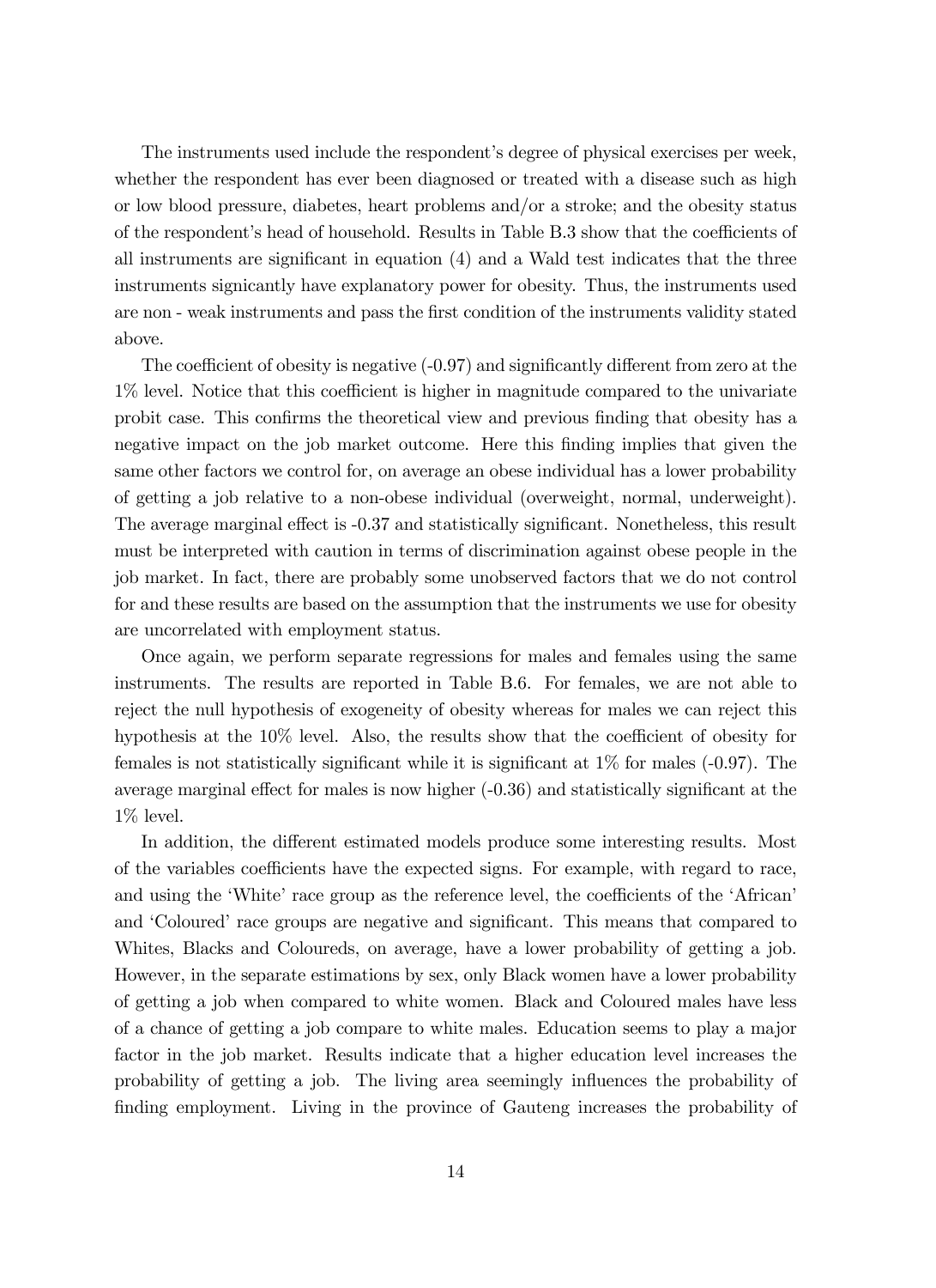The instruments used include the respondent's degree of physical exercises per week, whether the respondent has ever been diagnosed or treated with a disease such as high or low blood pressure, diabetes, heart problems and/or a stroke; and the obesity status of the respondent's head of household. Results in Table B.3 show that the coefficients of all instruments are significant in equation (4) and a Wald test indicates that the three instruments signicantly have explanatory power for obesity. Thus, the instruments used are non - weak instruments and pass the first condition of the instruments validity stated above.

The coefficient of obesity is negative (-0.97) and significantly different from zero at the 1% level. Notice that this coefficient is higher in magnitude compared to the univariate probit case. This confirms the theoretical view and previous finding that obesity has a negative impact on the job market outcome. Here this finding implies that given the same other factors we control for, on average an obese individual has a lower probability of getting a job relative to a non-obese individual (overweight, normal, underweight). The average marginal effect is -0.37 and statistically significant. Nonetheless, this result must be interpreted with caution in terms of discrimination against obese people in the job market. In fact, there are probably some unobserved factors that we do not control for and these results are based on the assumption that the instruments we use for obesity are uncorrelated with employment status.

Once again, we perform separate regressions for males and females using the same instruments. The results are reported in Table B.6. For females, we are not able to reject the null hypothesis of exogeneity of obesity whereas for males we can reject this hypothesis at the 10% level. Also, the results show that the coefficient of obesity for females is not statistically significant while it is significant at 1% for males (-0.97). The average marginal effect for males is now higher (-0.36) and statistically significant at the 1% level.

In addition, the different estimated models produce some interesting results. Most of the variables coefficients have the expected signs. For example, with regard to race, and using the 'White' race group as the reference level, the coefficients of the 'African' and 'Coloured' race groups are negative and significant. This means that compared to Whites, Blacks and Coloureds, on average, have a lower probability of getting a job. However, in the separate estimations by sex, only Black women have a lower probability of getting a job when compared to white women. Black and Coloured males have less of a chance of getting a job compare to white males. Education seems to play a major factor in the job market. Results indicate that a higher education level increases the probability of getting a job. The living area seemingly influences the probability of finding employment. Living in the province of Gauteng increases the probability of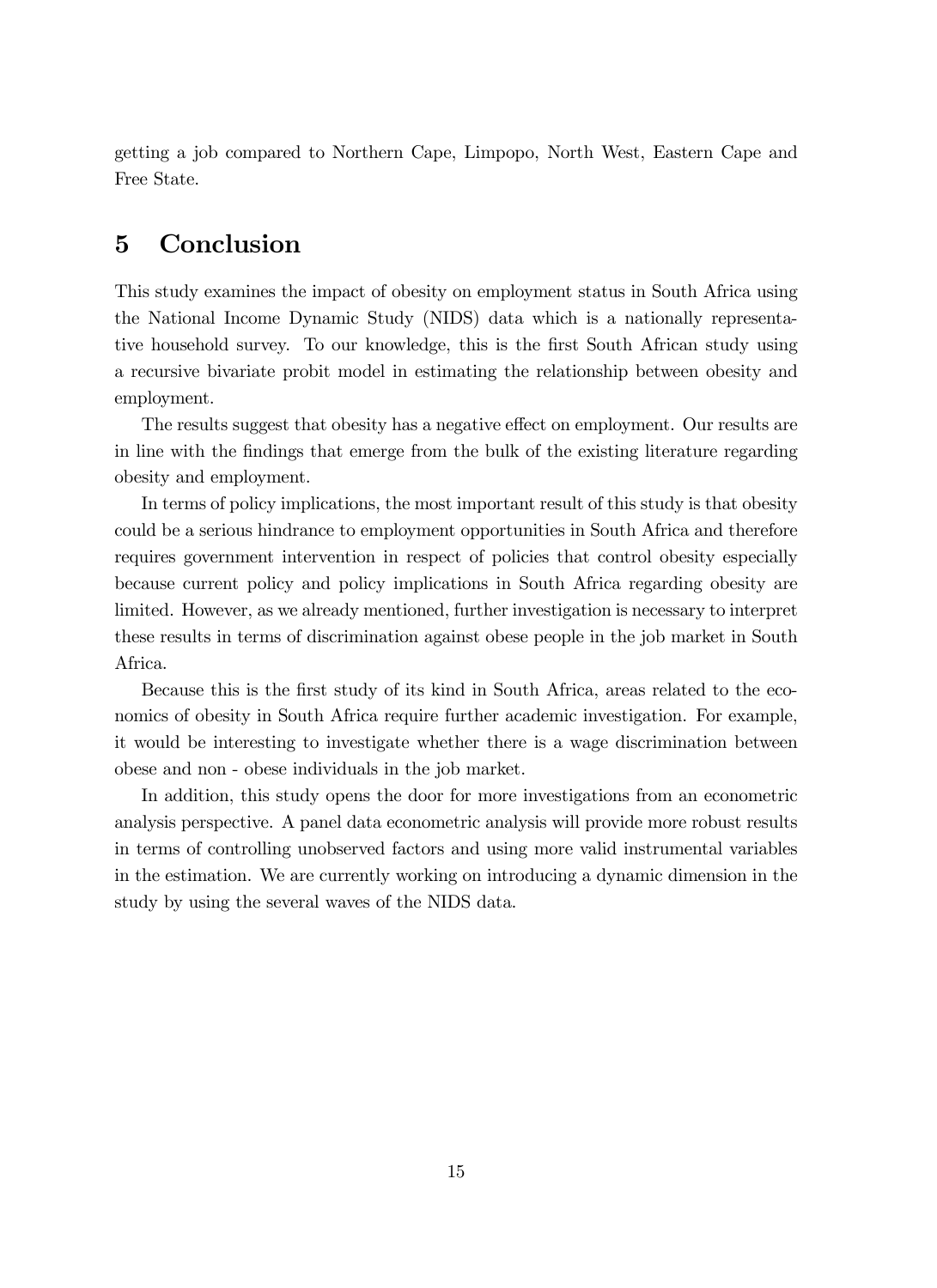getting a job compared to Northern Cape, Limpopo, North West, Eastern Cape and Free State.

# 5 Conclusion

This study examines the impact of obesity on employment status in South Africa using the National Income Dynamic Study (NIDS) data which is a nationally representative household survey. To our knowledge, this is the first South African study using a recursive bivariate probit model in estimating the relationship between obesity and employment.

The results suggest that obesity has a negative effect on employment. Our results are in line with the findings that emerge from the bulk of the existing literature regarding obesity and employment.

In terms of policy implications, the most important result of this study is that obesity could be a serious hindrance to employment opportunities in South Africa and therefore requires government intervention in respect of policies that control obesity especially because current policy and policy implications in South Africa regarding obesity are limited. However, as we already mentioned, further investigation is necessary to interpret these results in terms of discrimination against obese people in the job market in South Africa.

Because this is the first study of its kind in South Africa, areas related to the economics of obesity in South Africa require further academic investigation. For example, it would be interesting to investigate whether there is a wage discrimination between obese and non - obese individuals in the job market.

In addition, this study opens the door for more investigations from an econometric analysis perspective. A panel data econometric analysis will provide more robust results in terms of controlling unobserved factors and using more valid instrumental variables in the estimation. We are currently working on introducing a dynamic dimension in the study by using the several waves of the NIDS data.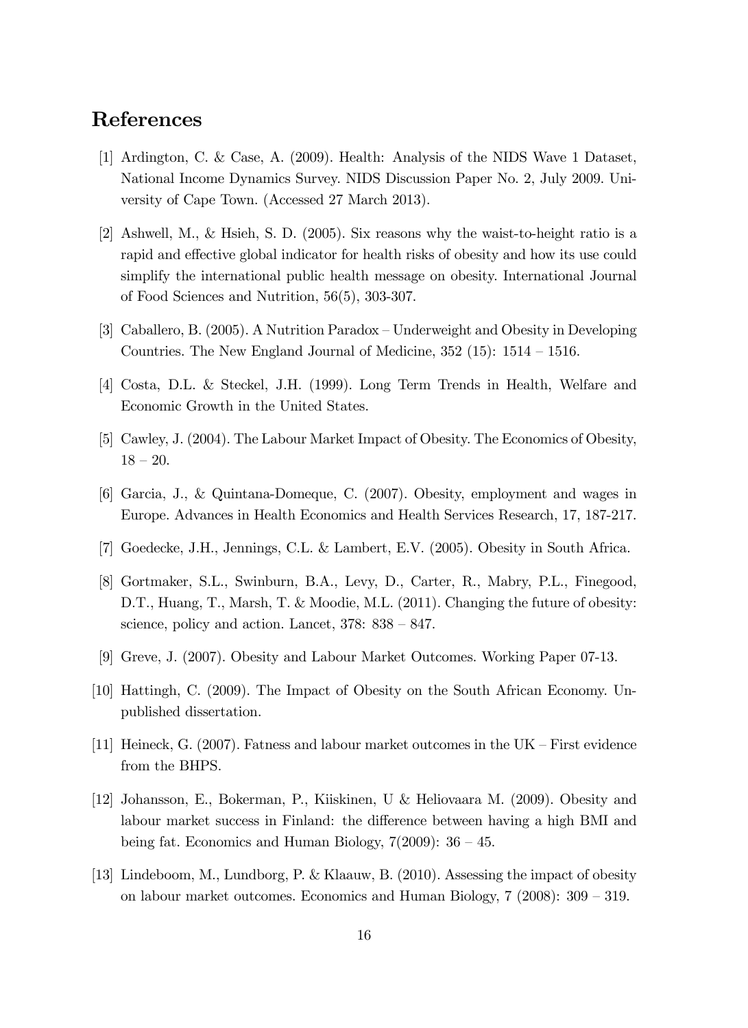## References

[1] Ardington, C. & Case, A. (2009). Health: Analysis of the NIDS Wave 1 Dataset, National Income Dynamics Survey. NIDS Discussion Paper No. 2, July 2009. University of Cape Town. (Accessed 27 March 2013).

[2] Ashwell, M., & Hsieh, S. D. (2005). Six reasons why the waist-to-height ratio is a rapid and effective global indicator for health risks of obesity and how its use could simplify the international public health message on obesity. International Journal of Food Sciences and Nutrition, 56(5), 303-307.

[3] Caballero, B. (2005). A Nutrition Paradox – Underweight and Obesity in Developing Countries. The New England Journal of Medicine, 352 (15): 1514 – 1516.

[4] Costa, D.L. & Steckel, J.H. (1999). Long Term Trends in Health, Welfare and Economic Growth in the United States.

[5] Cawley, J. (2004). The Labour Market Impact of Obesity. The Economics of Obesity, 18 – 20.

[6] Garcia, J., & Quintana-Domeque, C. (2007). Obesity, employment and wages in Europe. Advances in Health Economics and Health Services Research, 17, 187-217.

[7] Goedecke, J.H., Jennings, C.L. & Lambert, E.V. (2005). Obesity in South Africa.

[8] Gortmaker, S.L., Swinburn, B.A., Levy, D., Carter, R., Mabry, P.L., Finegood, D.T., Huang, T., Marsh, T. & Moodie, M.L. (2011). Changing the future of obesity: science, policy and action. Lancet, 378: 838 – 847.

[9] Greve, J. (2007). Obesity and Labour Market Outcomes. Working Paper 07-13.

[10] Hattingh, C. (2009). The Impact of Obesity on the South African Economy. Unpublished dissertation.

[11] Heineck, G. (2007). Fatness and labour market outcomes in the UK – First evidence from the BHPS.

[12] Johansson, E., Bokerman, P., Kiiskinen, U & Heliovaara M. (2009). Obesity and labour market success in Finland: the difference between having a high BMI and being fat. Economics and Human Biology, 7(2009): 36 – 45.

[13] Lindeboom, M., Lundborg, P. & Klaauw, B. (2010). Assessing the impact of obesity on labour market outcomes. Economics and Human Biology, 7 (2008): 309 – 319.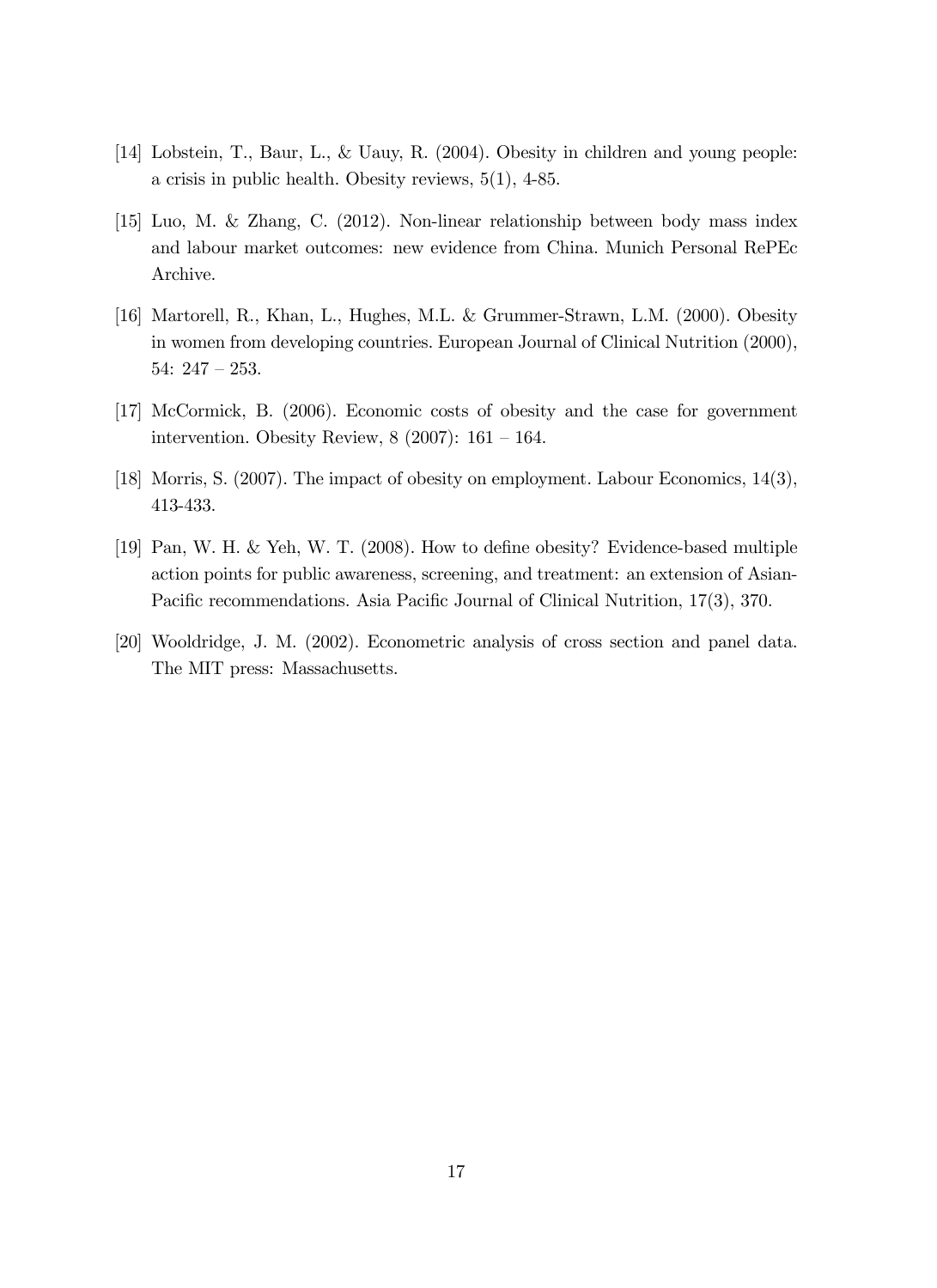[14] Lobstein, T., Baur, L., & Uauy, R. (2004). Obesity in children and young people: a crisis in public health. Obesity reviews, 5(1), 4-85.

[15] Luo, M. & Zhang, C. (2012). Non-linear relationship between body mass index and labour market outcomes: new evidence from China. Munich Personal RePEc Archive.

[16] Martorell, R., Khan, L., Hughes, M.L. & Grummer-Strawn, L.M. (2000). Obesity in women from developing countries. European Journal of Clinical Nutrition (2000), 54: 247 – 253.

[17] McCormick, B. (2006). Economic costs of obesity and the case for government intervention. Obesity Review, 8 (2007): 161 – 164.

[18] Morris, S. (2007). The impact of obesity on employment. Labour Economics, 14(3), 413-433.

[19] Pan, W. H. & Yeh, W. T. (2008). How to define obesity? Evidence-based multiple action points for public awareness, screening, and treatment: an extension of Asian-Pacific recommendations. Asia Pacific Journal of Clinical Nutrition, 17(3), 370.

[20] Wooldridge, J. M. (2002). Econometric analysis of cross section and panel data. The MIT press: Massachusetts.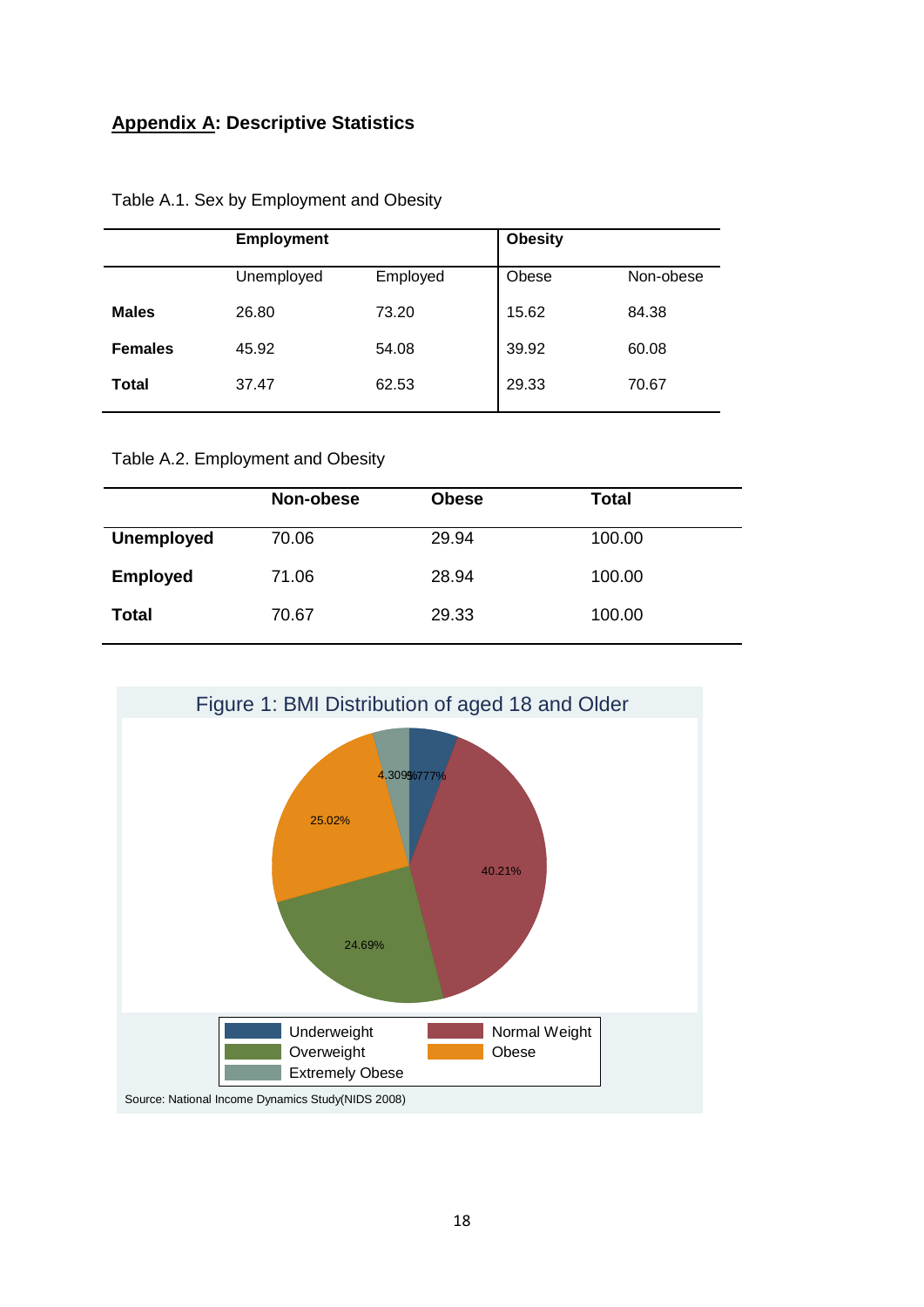## Appendix A: Descriptive Statistics

Table A.1. Sex by Employment and Obesity

| | Employment | | Obesity | |
|---|---|---|---|---|
| | Unemployed | Employed | Obese | Non-obese |
| **Males** | 26.80 | 73.20 | 15.62 | 84.38 |
| **Females** | 45.92 | 54.08 | 39.92 | 60.08 |
| **Total** | 37.47 | 62.53 | 29.33 | 70.67 |

Table A.2. Employment and Obesity

| | Non-obese | Obese | Total |
|---|---|---|---|
| **Unemployed** | 70.06 | 29.94 | 100.00 |
| **Employed** | 71.06 | 28.94 | 100.00 |
| **Total** | 70.67 | 29.33 | 100.00 |

Figure 1: BMI Distribution of aged 18 and Older

| Category | Percentage |
|---|---|
| Underweight | 5.777% |
| Normal Weight | 40.21% |
| Overweight | 24.69% |
| Obese | 25.02% |
| Extremely Obese | 4.309% |

Source: National Income Dynamics Study(NIDS 2008)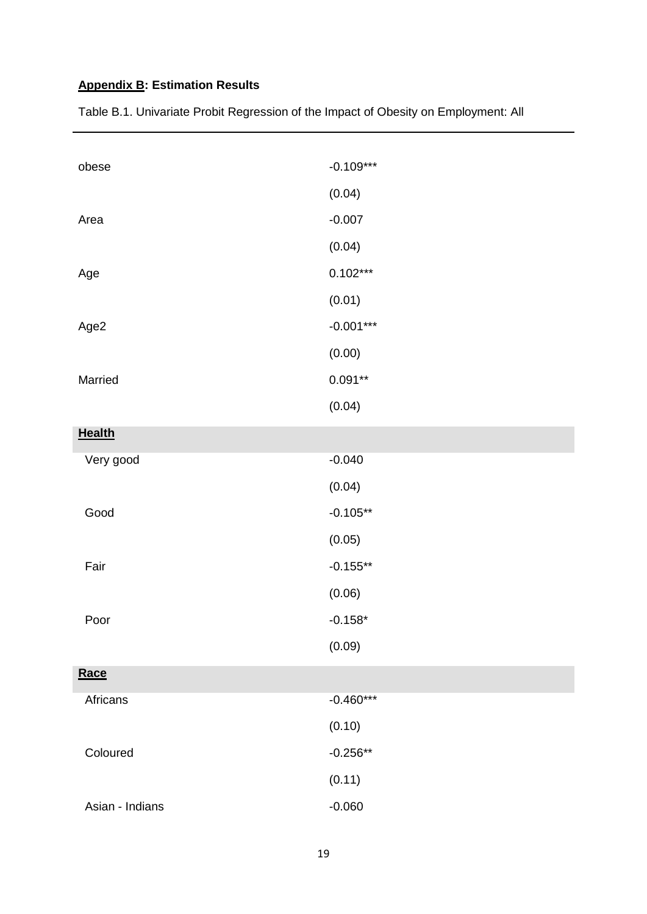**Appendix B: Estimation Results**

Table B.1. Univariate Probit Regression of the Impact of Obesity on Employment: All

| | |
|---|---|
| obese | -0.109*** |
| | (0.04) |
| Area | -0.007 |
| | (0.04) |
| Age | 0.102*** |
| | (0.01) |
| Age2 | -0.001*** |
| | (0.00) |
| Married | 0.091** |
| | (0.04) |
| **Health** | |
| Very good | -0.040 |
| | (0.04) |
| Good | -0.105** |
| | (0.05) |
| Fair | -0.155** |
| | (0.06) |
| Poor | -0.158* |
| | (0.09) |
| **Race** | |
| Africans | -0.460*** |
| | (0.10) |
| Coloured | -0.256** |
| | (0.11) |
| Asian - Indians | -0.060 |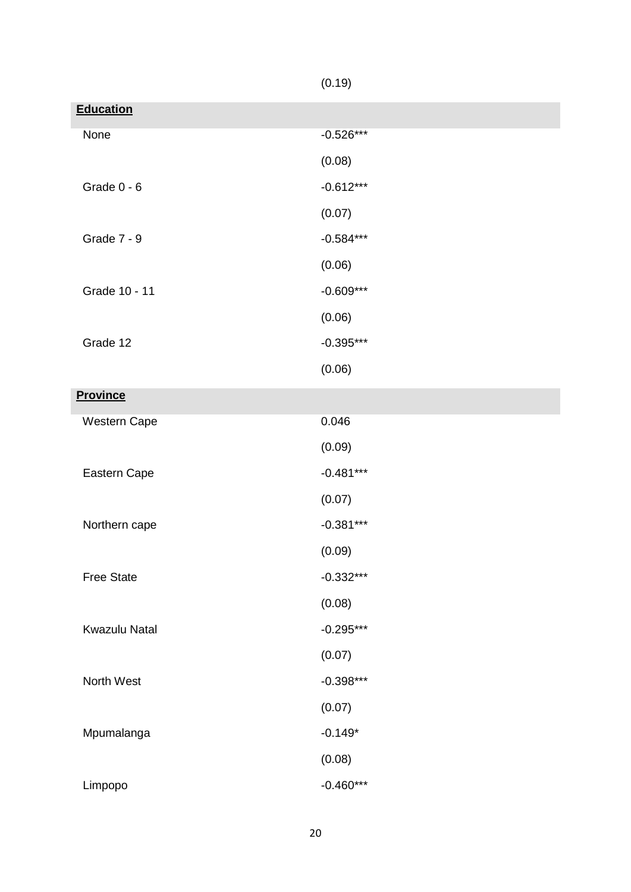| | |
|---|---|
| | (0.19) |
| **Education** | |
| None | -0.526*** |
| | (0.08) |
| Grade 0 - 6 | -0.612*** |
| | (0.07) |
| Grade 7 - 9 | -0.584*** |
| | (0.06) |
| Grade 10 - 11 | -0.609*** |
| | (0.06) |
| Grade 12 | -0.395*** |
| | (0.06) |
| **Province** | |
| Western Cape | 0.046 |
| | (0.09) |
| Eastern Cape | -0.481*** |
| | (0.07) |
| Northern cape | -0.381*** |
| | (0.09) |
| Free State | -0.332*** |
| | (0.08) |
| Kwazulu Natal | -0.295*** |
| | (0.07) |
| North West | -0.398*** |
| | (0.07) |
| Mpumalanga | -0.149* |
| | (0.08) |
| Limpopo | -0.460*** |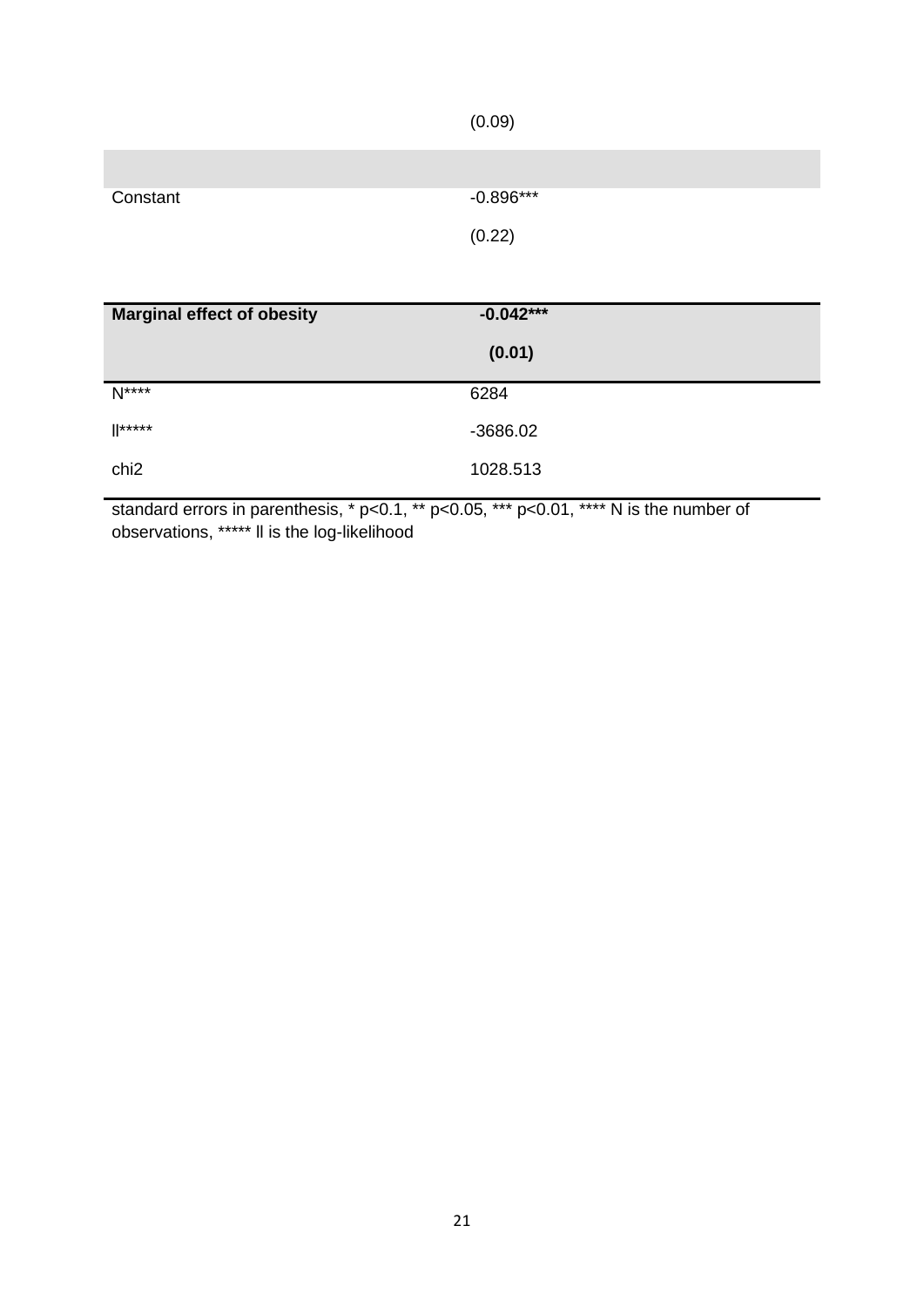| | |
|---|---|
| | (0.09) |
| | |
| Constant | -0.896*** |
| | (0.22) |
| | |
| **Marginal effect of obesity** | **-0.042*** ** |
| | **(0.01)** |
| N**** | 6284 |
| ll***** | -3686.02 |
| chi2 | 1028.513 |

standard errors in parenthesis, * p<0.1, ** p<0.05, *** p<0.01, **** N is the number of observations, ***** ll is the log-likelihood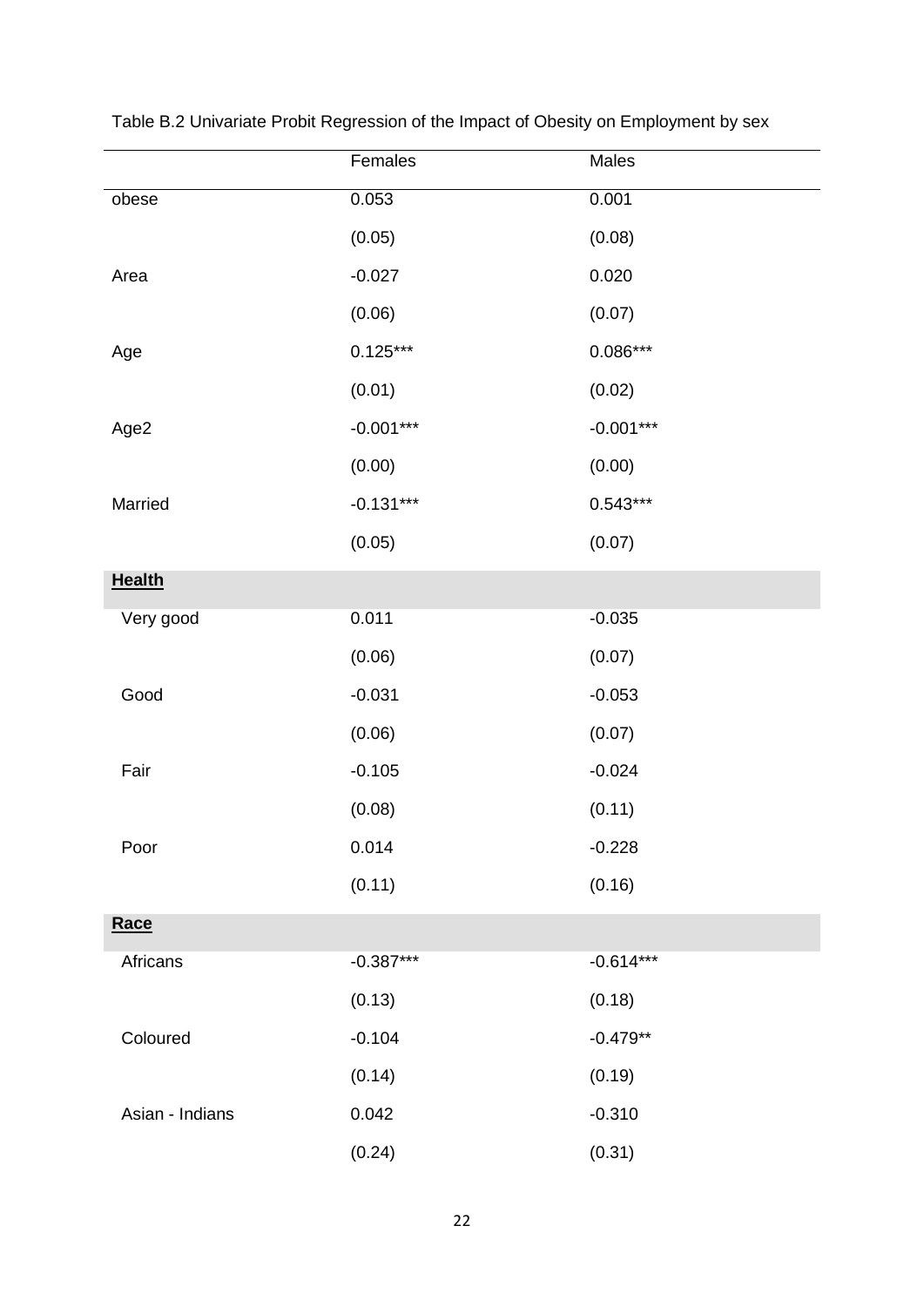Table B.2 Univariate Probit Regression of the Impact of Obesity on Employment by sex

| | Females | Males |
|---|---|---|
| obese | 0.053 | 0.001 |
| | (0.05) | (0.08) |
| Area | -0.027 | 0.020 |
| | (0.06) | (0.07) |
| Age | 0.125*** | 0.086*** |
| | (0.01) | (0.02) |
| Age2 | -0.001*** | -0.001*** |
| | (0.00) | (0.00) |
| Married | -0.131*** | 0.543*** |
| | (0.05) | (0.07) |
| **Health** | | |
| Very good | 0.011 | -0.035 |
| | (0.06) | (0.07) |
| Good | -0.031 | -0.053 |
| | (0.06) | (0.07) |
| Fair | -0.105 | -0.024 |
| | (0.08) | (0.11) |
| Poor | 0.014 | -0.228 |
| | (0.11) | (0.16) |
| **Race** | | |
| Africans | -0.387*** | -0.614*** |
| | (0.13) | (0.18) |
| Coloured | -0.104 | -0.479** |
| | (0.14) | (0.19) |
| Asian - Indians | 0.042 | -0.310 |
| | (0.24) | (0.31) |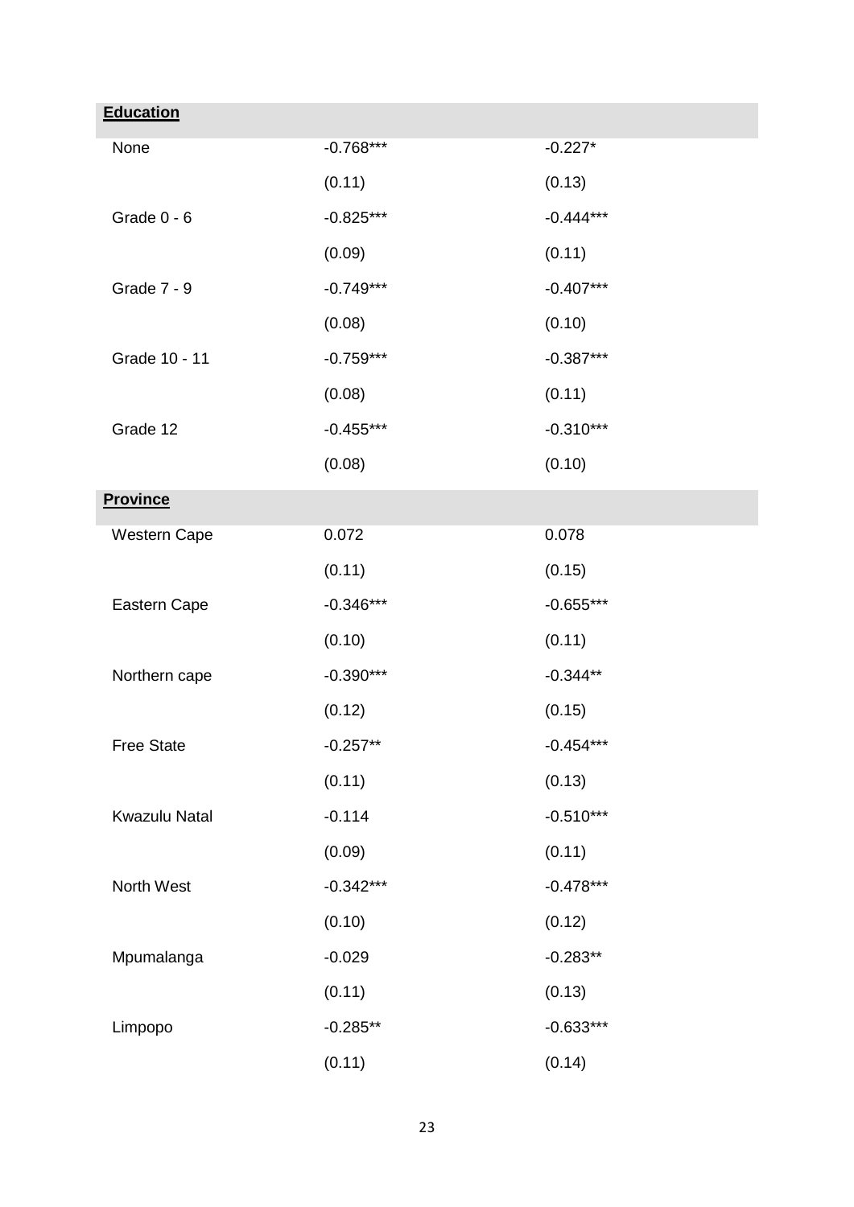| | | |
|---|---|---|
| **Education** | | |
| None | -0.768*** | -0.227* |
| | (0.11) | (0.13) |
| Grade 0 - 6 | -0.825*** | -0.444*** |
| | (0.09) | (0.11) |
| Grade 7 - 9 | -0.749*** | -0.407*** |
| | (0.08) | (0.10) |
| Grade 10 - 11 | -0.759*** | -0.387*** |
| | (0.08) | (0.11) |
| Grade 12 | -0.455*** | -0.310*** |
| | (0.08) | (0.10) |
| **Province** | | |
| Western Cape | 0.072 | 0.078 |
| | (0.11) | (0.15) |
| Eastern Cape | -0.346*** | -0.655*** |
| | (0.10) | (0.11) |
| Northern cape | -0.390*** | -0.344** |
| | (0.12) | (0.15) |
| Free State | -0.257** | -0.454*** |
| | (0.11) | (0.13) |
| Kwazulu Natal | -0.114 | -0.510*** |
| | (0.09) | (0.11) |
| North West | -0.342*** | -0.478*** |
| | (0.10) | (0.12) |
| Mpumalanga | -0.029 | -0.283** |
| | (0.11) | (0.13) |
| Limpopo | -0.285** | -0.633*** |
| | (0.11) | (0.14) |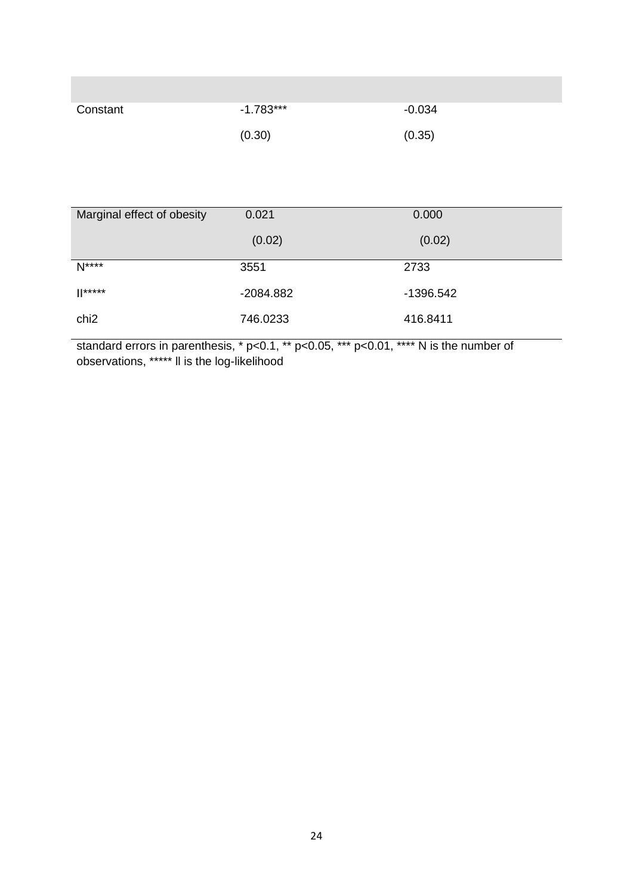| | | |
|---|---|---|
| Constant | -1.783*** | -0.034 |
| | (0.30) | (0.35) |
| | | |
| Marginal effect of obesity | 0.021 | 0.000 |
| | (0.02) | (0.02) |
| N**** | 3551 | 2733 |
| ll***** | -2084.882 | -1396.542 |
| chi2 | 746.0233 | 416.8411 |

standard errors in parenthesis, * p<0.1, ** p<0.05, *** p<0.01, **** N is the number of observations, ***** ll is the log-likelihood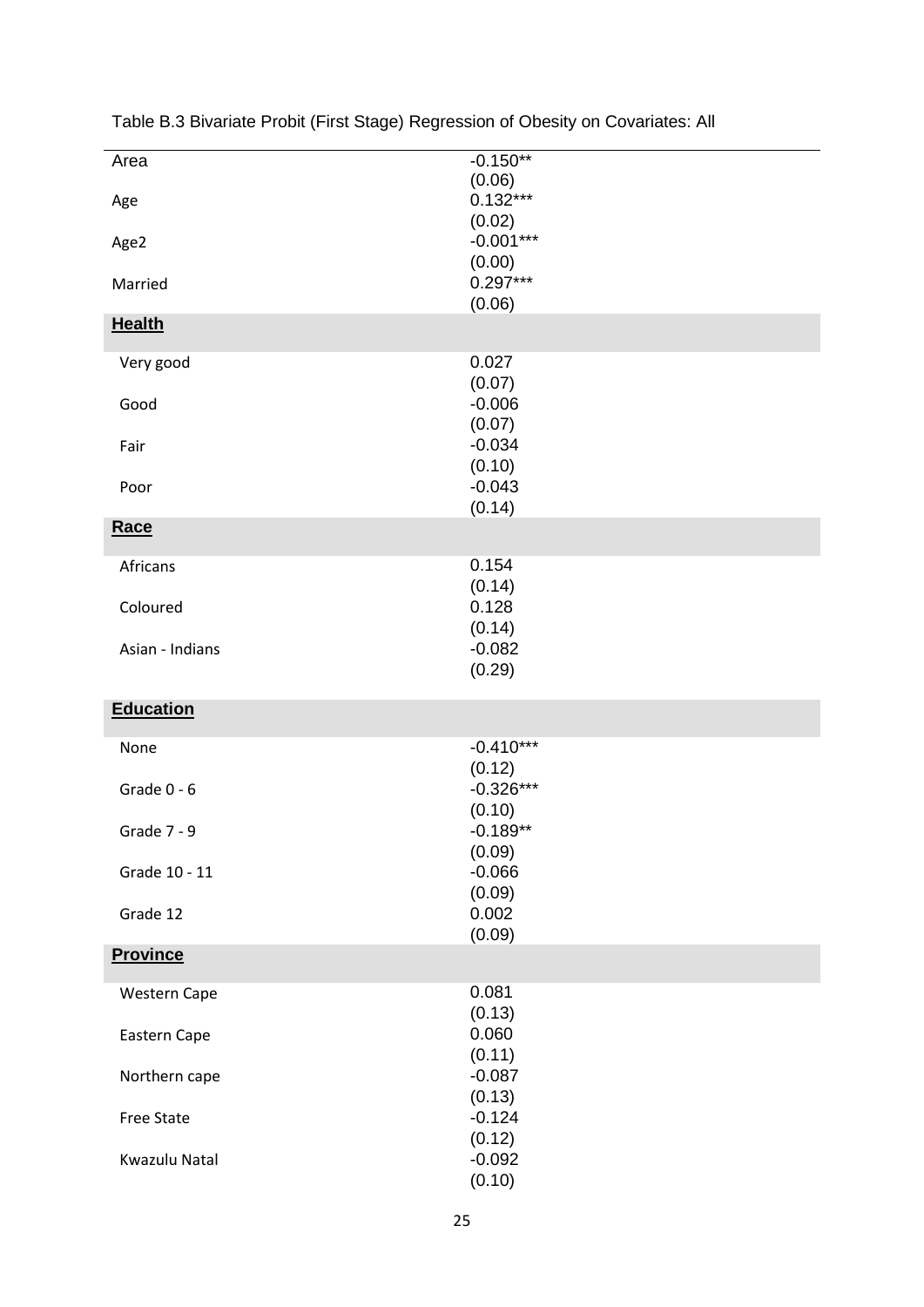Table B.3 Bivariate Probit (First Stage) Regression of Obesity on Covariates: All

| | |
|---|---|
| Area | -0.150** |
| | (0.06) |
| Age | 0.132*** |
| | (0.02) |
| Age2 | -0.001*** |
| | (0.00) |
| Married | 0.297*** |
| | (0.06) |
| **Health** | |
| Very good | 0.027 |
| | (0.07) |
| Good | -0.006 |
| | (0.07) |
| Fair | -0.034 |
| | (0.10) |
| Poor | -0.043 |
| | (0.14) |
| **Race** | |
| Africans | 0.154 |
| | (0.14) |
| Coloured | 0.128 |
| | (0.14) |
| Asian - Indians | -0.082 |
| | (0.29) |
| **Education** | |
| None | -0.410*** |
| | (0.12) |
| Grade 0 - 6 | -0.326*** |
| | (0.10) |
| Grade 7 - 9 | -0.189** |
| | (0.09) |
| Grade 10 - 11 | -0.066 |
| | (0.09) |
| Grade 12 | 0.002 |
| | (0.09) |
| **Province** | |
| Western Cape | 0.081 |
| | (0.13) |
| Eastern Cape | 0.060 |
| | (0.11) |
| Northern cape | -0.087 |
| | (0.13) |
| Free State | -0.124 |
| | (0.12) |
| Kwazulu Natal | -0.092 |
| | (0.10) |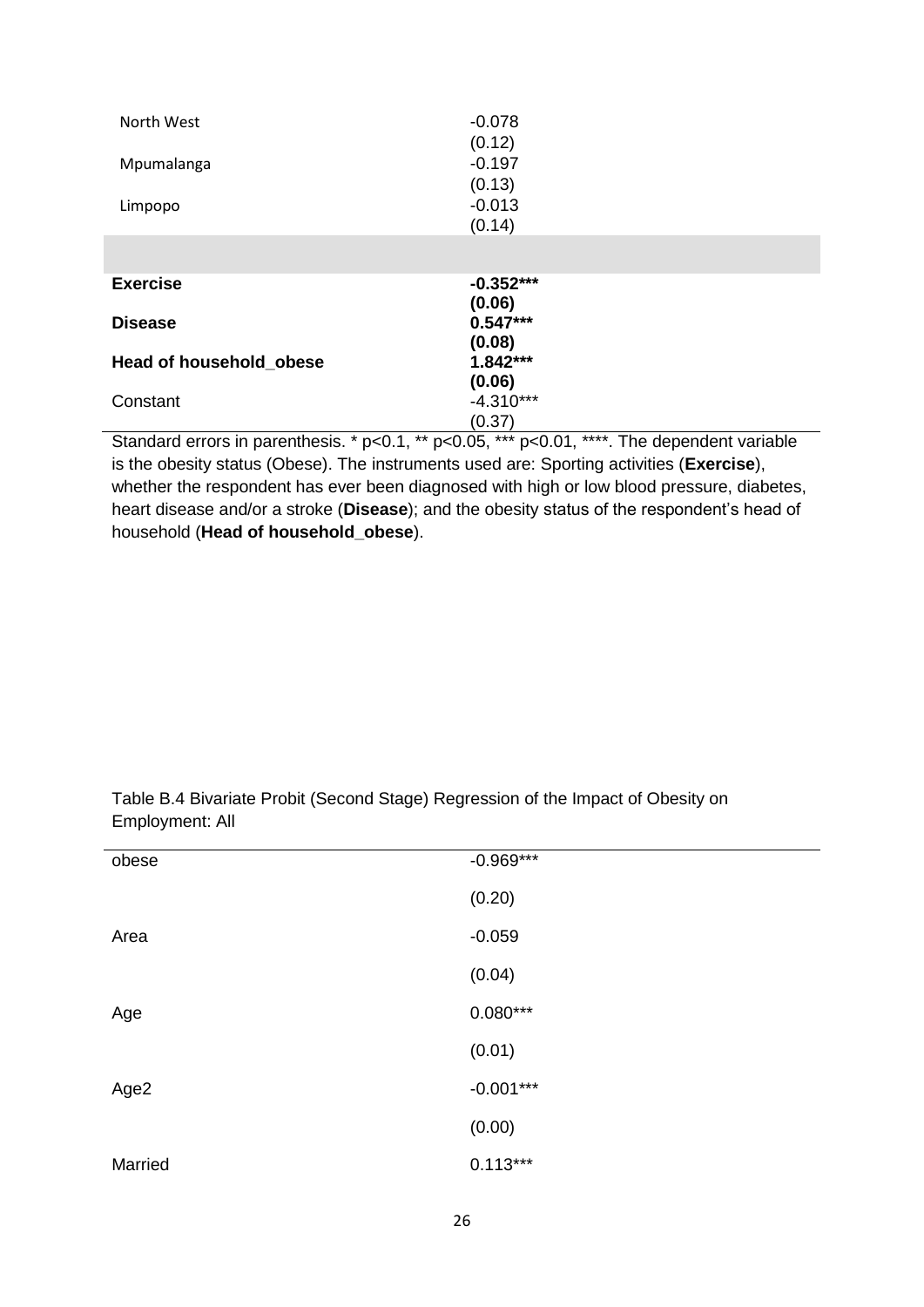| | |
|---|---|
| North West | -0.078 |
| | (0.12) |
| Mpumalanga | -0.197 |
| | (0.13) |
| Limpopo | -0.013 |
| | (0.14) |
| | |
| **Exercise** | **-0.352*** ** |
| | **(0.06)** |
| **Disease** | **0.547*** ** |
| | **(0.08)** |
| **Head of household_obese** | **1.842*** ** |
| | **(0.06)** |
| Constant | -4.310*** |
| | (0.37) |

Standard errors in parenthesis. * p<0.1, ** p<0.05, *** p<0.01, ****. The dependent variable is the obesity status (Obese). The instruments used are: Sporting activities (**Exercise**), whether the respondent has ever been diagnosed with high or low blood pressure, diabetes, heart disease and/or a stroke (**Disease**); and the obesity status of the respondent's head of household (**Head of household_obese**).

Table B.4 Bivariate Probit (Second Stage) Regression of the Impact of Obesity on Employment: All

| | |
|---|---|
| obese | -0.969*** |
| | (0.20) |
| Area | -0.059 |
| | (0.04) |
| Age | 0.080*** |
| | (0.01) |
| Age2 | -0.001*** |
| | (0.00) |
| Married | 0.113*** |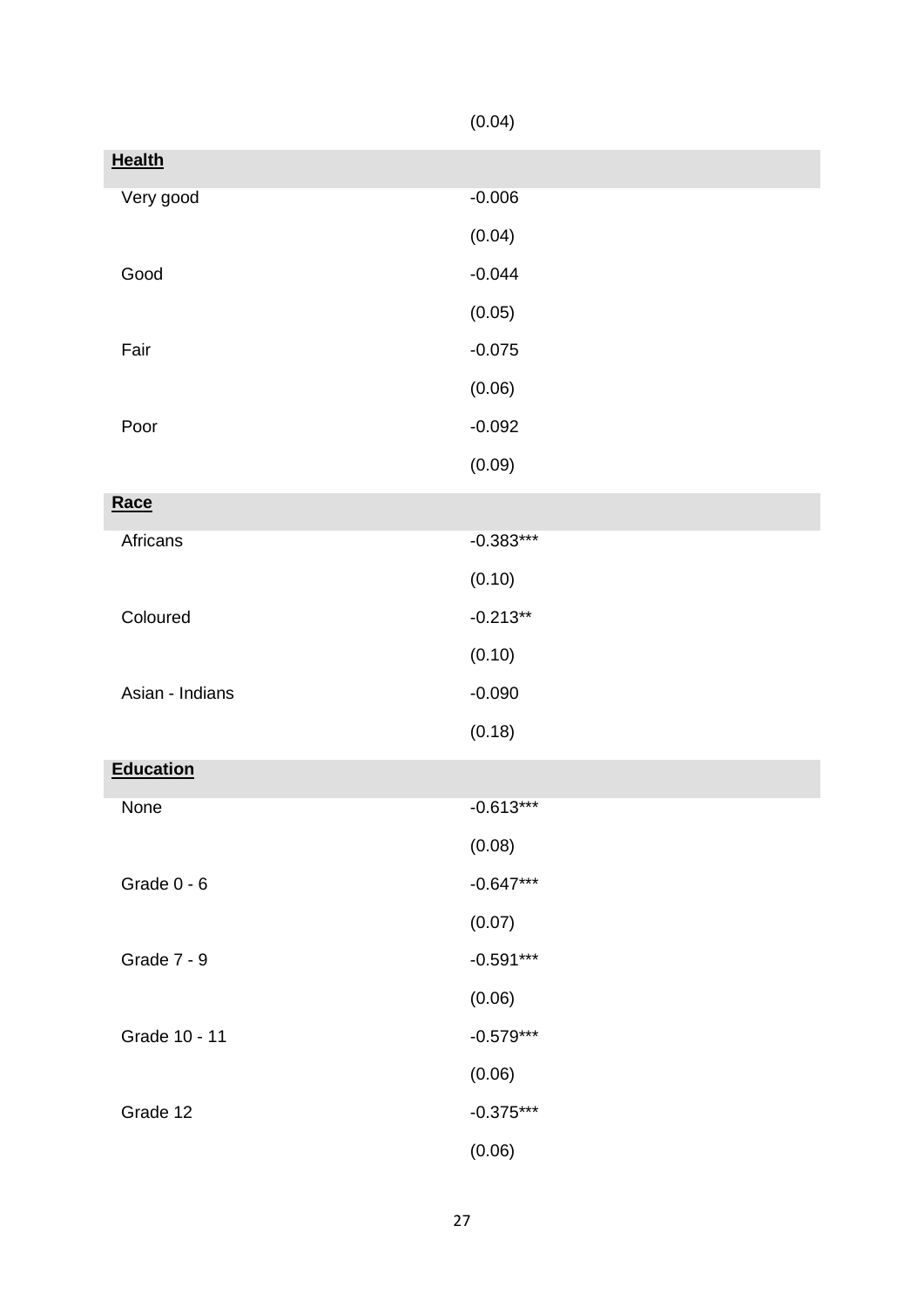| | |
|---|---|
| | (0.04) |
| **Health** | |
| Very good | -0.006 |
| | (0.04) |
| Good | -0.044 |
| | (0.05) |
| Fair | -0.075 |
| | (0.06) |
| Poor | -0.092 |
| | (0.09) |
| **Race** | |
| Africans | -0.383*** |
| | (0.10) |
| Coloured | -0.213** |
| | (0.10) |
| Asian - Indians | -0.090 |
| | (0.18) |
| **Education** | |
| None | -0.613*** |
| | (0.08) |
| Grade 0 - 6 | -0.647*** |
| | (0.07) |
| Grade 7 - 9 | -0.591*** |
| | (0.06) |
| Grade 10 - 11 | -0.579*** |
| | (0.06) |
| Grade 12 | -0.375*** |
| | (0.06) |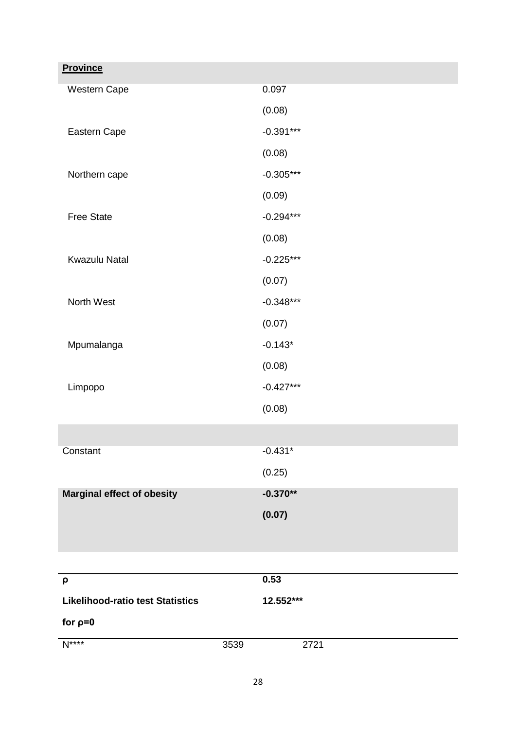| **Province** | |
|---|---|
| Western Cape | 0.097 |
| | (0.08) |
| Eastern Cape | -0.391*** |
| | (0.08) |
| Northern cape | -0.305*** |
| | (0.09) |
| Free State | -0.294*** |
| | (0.08) |
| Kwazulu Natal | -0.225*** |
| | (0.07) |
| North West | -0.348*** |
| | (0.07) |
| Mpumalanga | -0.143* |
| | (0.08) |
| Limpopo | -0.427*** |
| | (0.08) |
| | |
| Constant | -0.431* |
| | (0.25) |
| **Marginal effect of obesity** | **-0.370**** |
| | **(0.07)** |
| | |
| **ρ** | **0.53** |
| **Likelihood-ratio test Statistics for ρ=0** | **12.552***** |
| N**** 3539 | 2721 |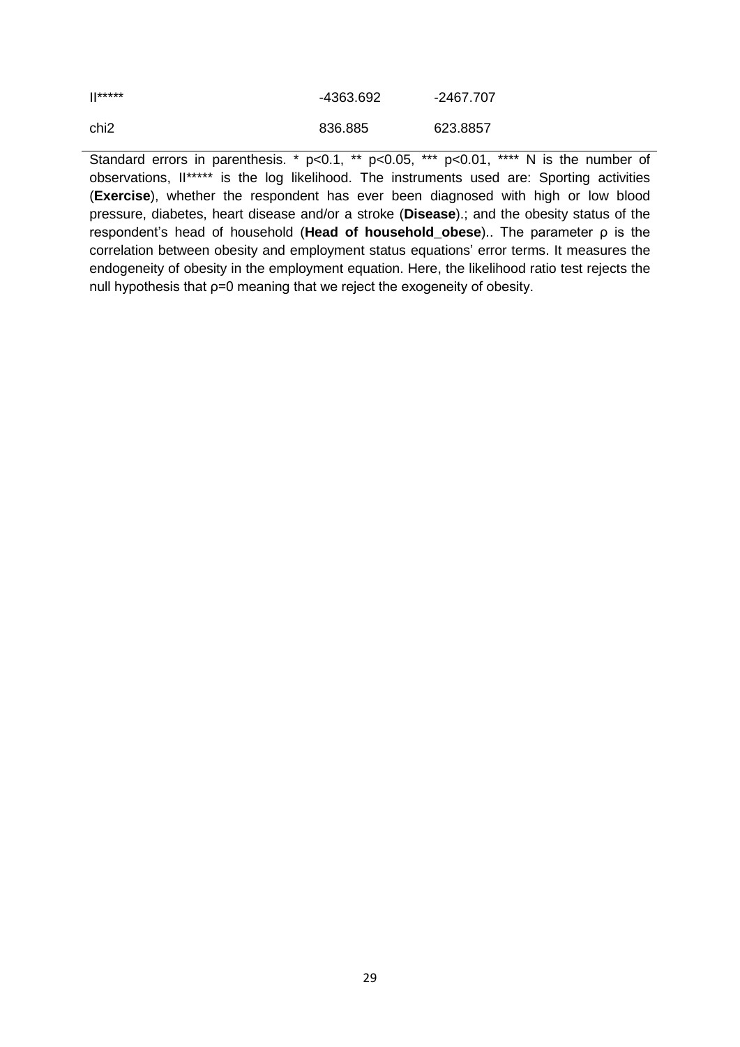| | | |
|---|---|---|
| ll***** | -4363.692 | -2467.707 |
| chi2 | 836.885 | 623.8857 |

Standard errors in parenthesis. * p<0.1, ** p<0.05, *** p<0.01, **** N is the number of observations, ll***** is the log likelihood. The instruments used are: Sporting activities (**Exercise**), whether the respondent has ever been diagnosed with high or low blood pressure, diabetes, heart disease and/or a stroke (**Disease**).; and the obesity status of the respondent's head of household (**Head of household_obese**).. The parameter ρ is the correlation between obesity and employment status equations' error terms. It measures the endogeneity of obesity in the employment equation. Here, the likelihood ratio test rejects the null hypothesis that ρ=0 meaning that we reject the exogeneity of obesity.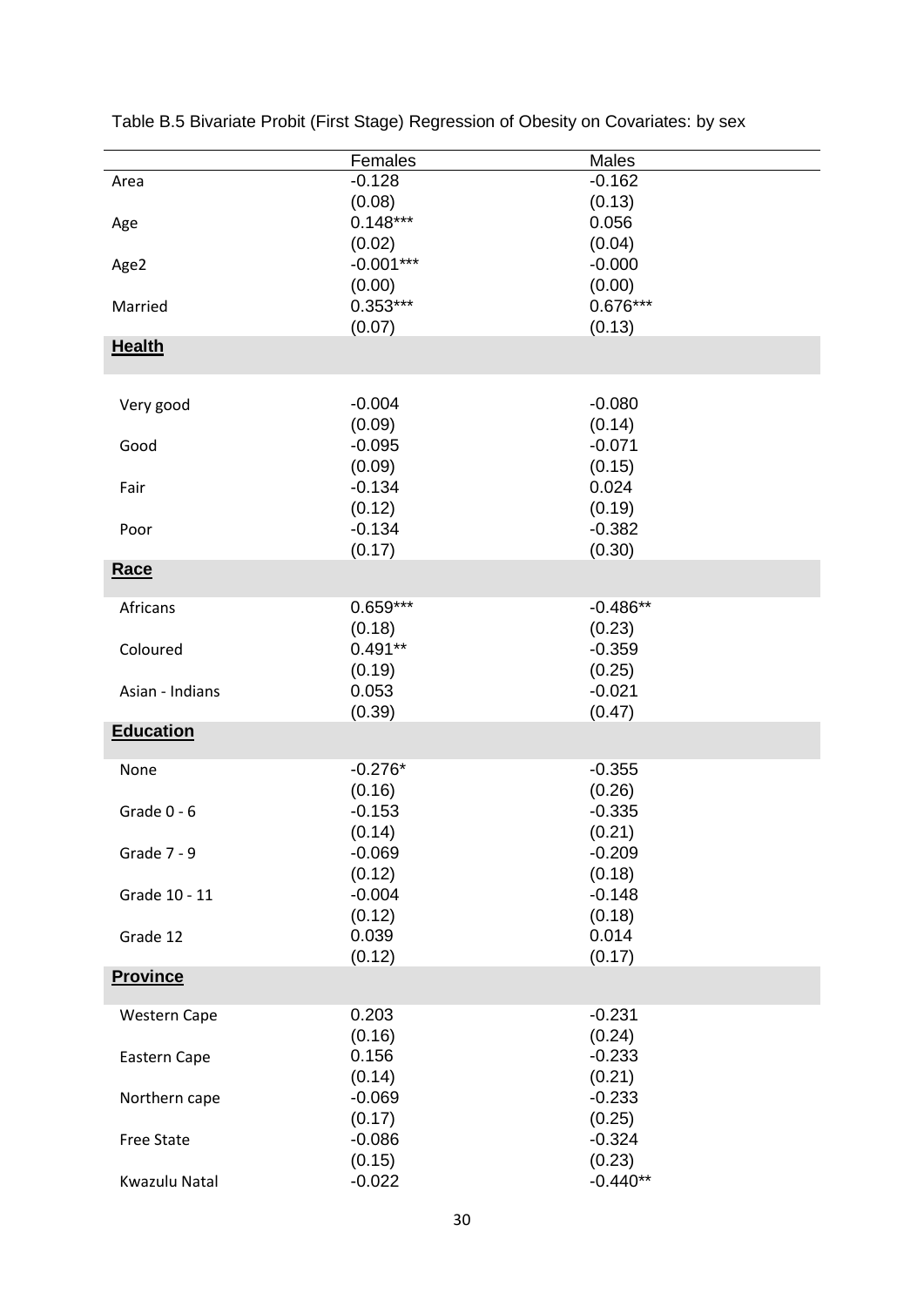Table B.5 Bivariate Probit (First Stage) Regression of Obesity on Covariates: by sex

| | Females | Males |
|---|---|---|
| Area | -0.128 | -0.162 |
| | (0.08) | (0.13) |
| Age | 0.148*** | 0.056 |
| | (0.02) | (0.04) |
| Age2 | -0.001*** | -0.000 |
| | (0.00) | (0.00) |
| Married | 0.353*** | 0.676*** |
| | (0.07) | (0.13) |
| **Health** | | |
| Very good | -0.004 | -0.080 |
| | (0.09) | (0.14) |
| Good | -0.095 | -0.071 |
| | (0.09) | (0.15) |
| Fair | -0.134 | 0.024 |
| | (0.12) | (0.19) |
| Poor | -0.134 | -0.382 |
| | (0.17) | (0.30) |
| **Race** | | |
| Africans | 0.659*** | -0.486** |
| | (0.18) | (0.23) |
| Coloured | 0.491** | -0.359 |
| | (0.19) | (0.25) |
| Asian - Indians | 0.053 | -0.021 |
| | (0.39) | (0.47) |
| **Education** | | |
| None | -0.276* | -0.355 |
| | (0.16) | (0.26) |
| Grade 0 - 6 | -0.153 | -0.335 |
| | (0.14) | (0.21) |
| Grade 7 - 9 | -0.069 | -0.209 |
| | (0.12) | (0.18) |
| Grade 10 - 11 | -0.004 | -0.148 |
| | (0.12) | (0.18) |
| Grade 12 | 0.039 | 0.014 |
| | (0.12) | (0.17) |
| **Province** | | |
| Western Cape | 0.203 | -0.231 |
| | (0.16) | (0.24) |
| Eastern Cape | 0.156 | -0.233 |
| | (0.14) | (0.21) |
| Northern cape | -0.069 | -0.233 |
| | (0.17) | (0.25) |
| Free State | -0.086 | -0.324 |
| | (0.15) | (0.23) |
| Kwazulu Natal | -0.022 | -0.440** |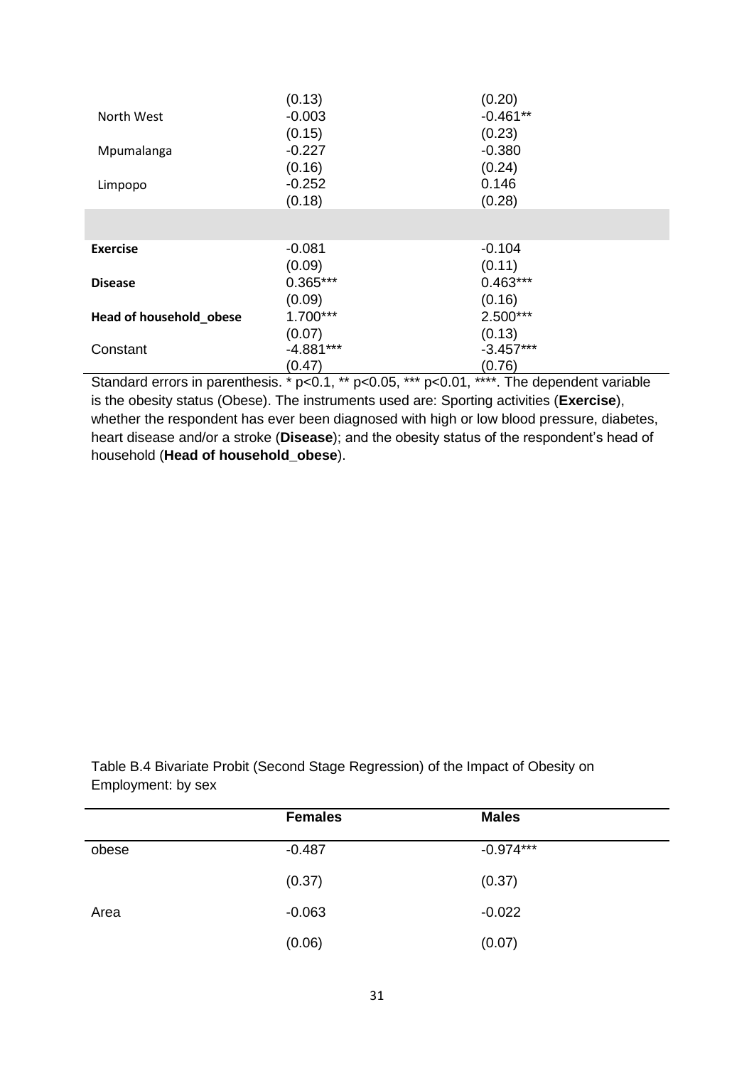| | | |
|---|---|---|
| | (0.13) | (0.20) |
| North West | -0.003 | -0.461** |
| | (0.15) | (0.23) |
| Mpumalanga | -0.227 | -0.380 |
| | (0.16) | (0.24) |
| Limpopo | -0.252 | 0.146 |
| | (0.18) | (0.28) |
| | | |
| **Exercise** | -0.081 | -0.104 |
| | (0.09) | (0.11) |
| **Disease** | 0.365*** | 0.463*** |
| | (0.09) | (0.16) |
| **Head of household_obese** | 1.700*** | 2.500*** |
| | (0.07) | (0.13) |
| Constant | -4.881*** | -3.457*** |
| | (0.47) | (0.76) |

Standard errors in parenthesis. * p<0.1, ** p<0.05, *** p<0.01, ****. The dependent variable is the obesity status (Obese). The instruments used are: Sporting activities (**Exercise**), whether the respondent has ever been diagnosed with high or low blood pressure, diabetes, heart disease and/or a stroke (**Disease**); and the obesity status of the respondent's head of household (**Head of household_obese**).

Table B.4 Bivariate Probit (Second Stage Regression) of the Impact of Obesity on Employment: by sex

| | **Females** | **Males** |
|---|---|---|
| obese | -0.487 | -0.974*** |
| | (0.37) | (0.37) |
| Area | -0.063 | -0.022 |
| | (0.06) | (0.07) |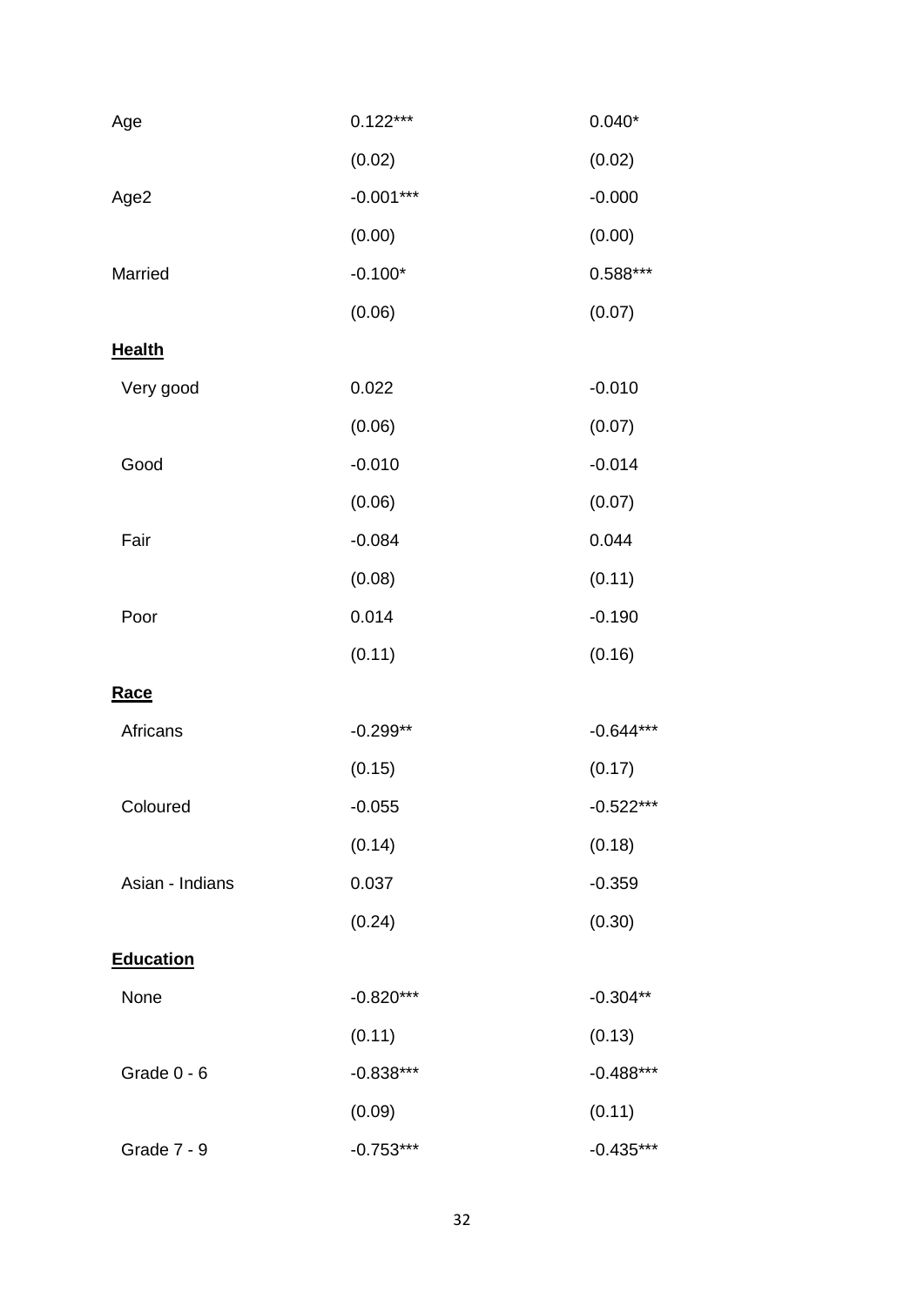| | | |
|---|---|---|
| Age | 0.122*** | 0.040* |
| | (0.02) | (0.02) |
| Age2 | -0.001*** | -0.000 |
| | (0.00) | (0.00) |
| Married | -0.100* | 0.588*** |
| | (0.06) | (0.07) |
| **Health** | | |
| Very good | 0.022 | -0.010 |
| | (0.06) | (0.07) |
| Good | -0.010 | -0.014 |
| | (0.06) | (0.07) |
| Fair | -0.084 | 0.044 |
| | (0.08) | (0.11) |
| Poor | 0.014 | -0.190 |
| | (0.11) | (0.16) |
| **Race** | | |
| Africans | -0.299** | -0.644*** |
| | (0.15) | (0.17) |
| Coloured | -0.055 | -0.522*** |
| | (0.14) | (0.18) |
| Asian - Indians | 0.037 | -0.359 |
| | (0.24) | (0.30) |
| **Education** | | |
| None | -0.820*** | -0.304** |
| | (0.11) | (0.13) |
| Grade 0 - 6 | -0.838*** | -0.488*** |
| | (0.09) | (0.11) |
| Grade 7 - 9 | -0.753*** | -0.435*** |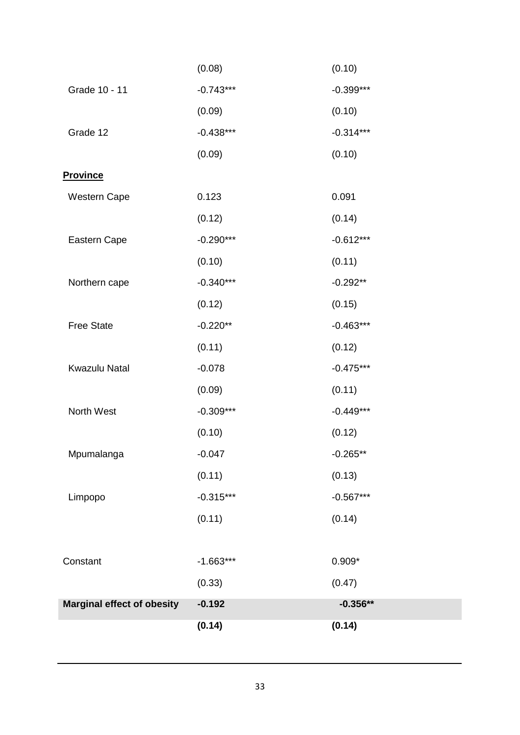|  |  |  |
|---|---|---|
|  | (0.08) | (0.10) |
| Grade 10 - 11 | -0.743*** | -0.399*** |
|  | (0.09) | (0.10) |
| Grade 12 | -0.438*** | -0.314*** |
|  | (0.09) | (0.10) |
| **Province** |  |  |
| Western Cape | 0.123 | 0.091 |
|  | (0.12) | (0.14) |
| Eastern Cape | -0.290*** | -0.612*** |
|  | (0.10) | (0.11) |
| Northern cape | -0.340*** | -0.292** |
|  | (0.12) | (0.15) |
| Free State | -0.220** | -0.463*** |
|  | (0.11) | (0.12) |
| Kwazulu Natal | -0.078 | -0.475*** |
|  | (0.09) | (0.11) |
| North West | -0.309*** | -0.449*** |
|  | (0.10) | (0.12) |
| Mpumalanga | -0.047 | -0.265** |
|  | (0.11) | (0.13) |
| Limpopo | -0.315*** | -0.567*** |
|  | (0.11) | (0.14) |
|  |  |  |
| Constant | -1.663*** | 0.909* |
|  | (0.33) | (0.47) |
| **Marginal effect of obesity** | **-0.192** | **-0.356**** |
|  | **(0.14)** | **(0.14)** |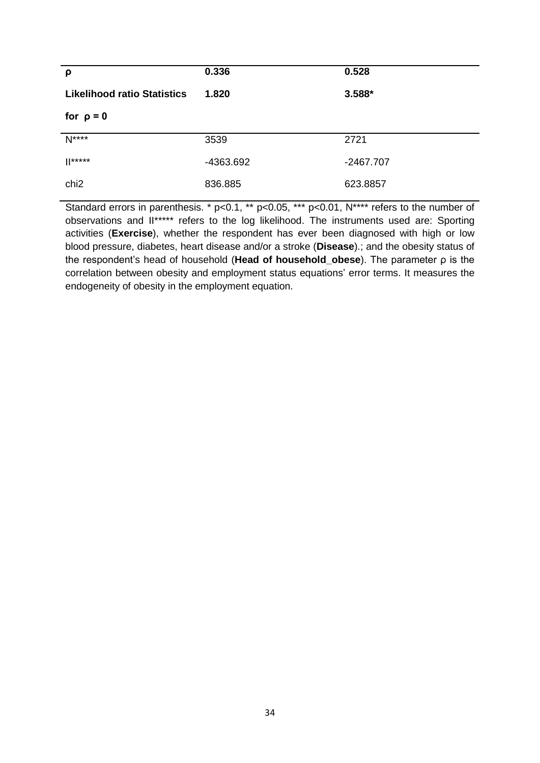| | | |
|---|---|---|
| **ρ** | **0.336** | **0.528** |
| **Likelihood ratio Statistics for ρ = 0** | **1.820** | **3.588*** |
| N**** | 3539 | 2721 |
| ll***** | -4363.692 | -2467.707 |
| chi2 | 836.885 | 623.8857 |

Standard errors in parenthesis. * p<0.1, ** p<0.05, *** p<0.01, N**** refers to the number of observations and ll***** refers to the log likelihood. The instruments used are: Sporting activities (**Exercise**), whether the respondent has ever been diagnosed with high or low blood pressure, diabetes, heart disease and/or a stroke (**Disease**).; and the obesity status of the respondent's head of household (**Head of household_obese**). The parameter ρ is the correlation between obesity and employment status equations' error terms. It measures the endogeneity of obesity in the employment equation.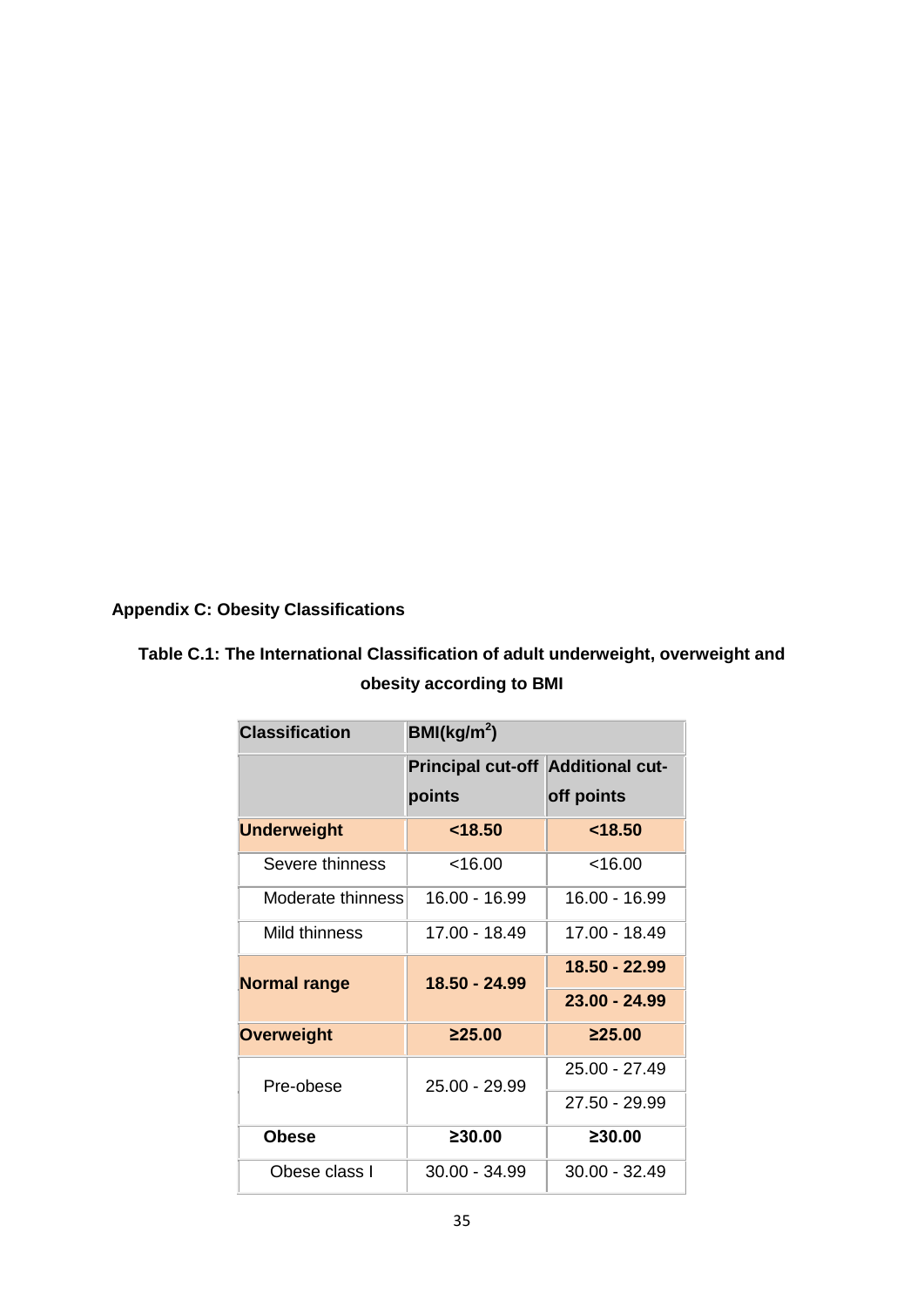**Appendix C: Obesity Classifications**

**Table C.1: The International Classification of adult underweight, overweight and obesity according to BMI**

| Classification | BMI(kg/m$^2$) | |
|---|---|---|
| | **Principal cut-off points** | **Additional cut-off points** |
| **Underweight** | **<18.50** | **<18.50** |
| Severe thinness | <16.00 | <16.00 |
| Moderate thinness | 16.00 - 16.99 | 16.00 - 16.99 |
| Mild thinness | 17.00 - 18.49 | 17.00 - 18.49 |
| **Normal range** | **18.50 - 24.99** | **18.50 - 22.99** |
| | | **23.00 - 24.99** |
| **Overweight** | **≥25.00** | **≥25.00** |
| Pre-obese | 25.00 - 29.99 | 25.00 - 27.49 |
| | | 27.50 - 29.99 |
| **Obese** | **≥30.00** | **≥30.00** |
| Obese class I | 30.00 - 34.99 | 30.00 - 32.49 |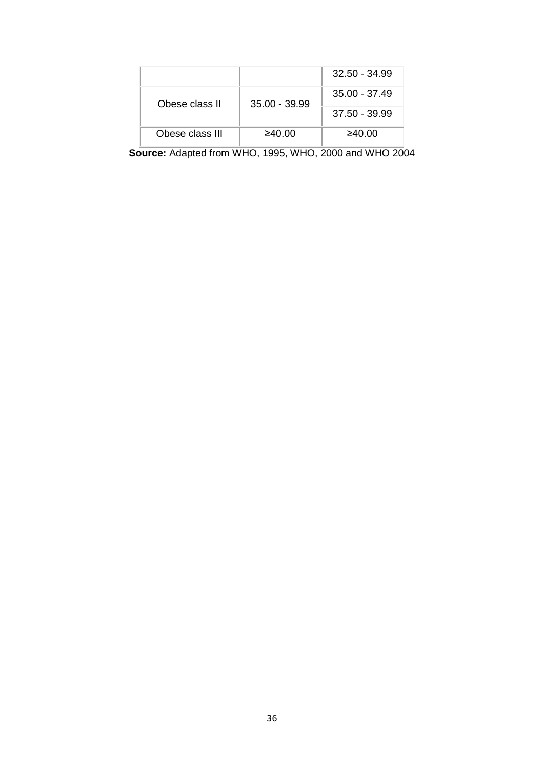| | | |
|---|---|---|
| | | 32.50 - 34.99 |
| Obese class II | 35.00 - 39.99 | 35.00 - 37.49 |
| | | 37.50 - 39.99 |
| Obese class III | ≥40.00 | ≥40.00 |

**Source:** Adapted from WHO, 1995, WHO, 2000 and WHO 2004